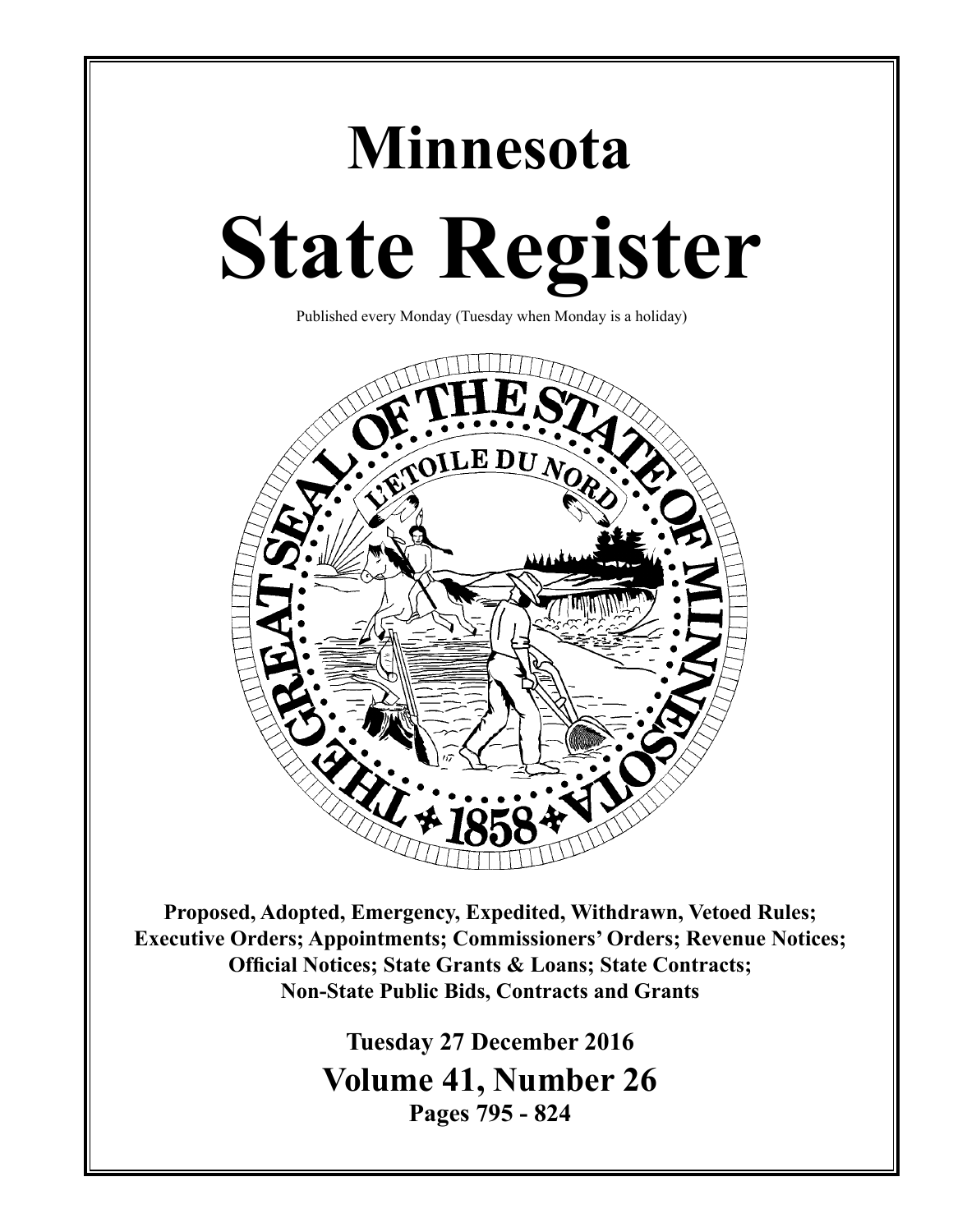# Minnesota

# State Register

Published every Monday (Tuesday when Monday is a holiday)

**Proposed, Adopted, Emergency, Expedited, Withdrawn, Vetoed Rules; Executive Orders; Appointments; Commissioners' Orders; Revenue Notices; Official Notices; State Grants & Loans; State Contracts; Non-State Public Bids, Contracts and Grants**

**Tuesday 27 December 2016**

**Volume 41, Number 26**

**Pages 795 - 824**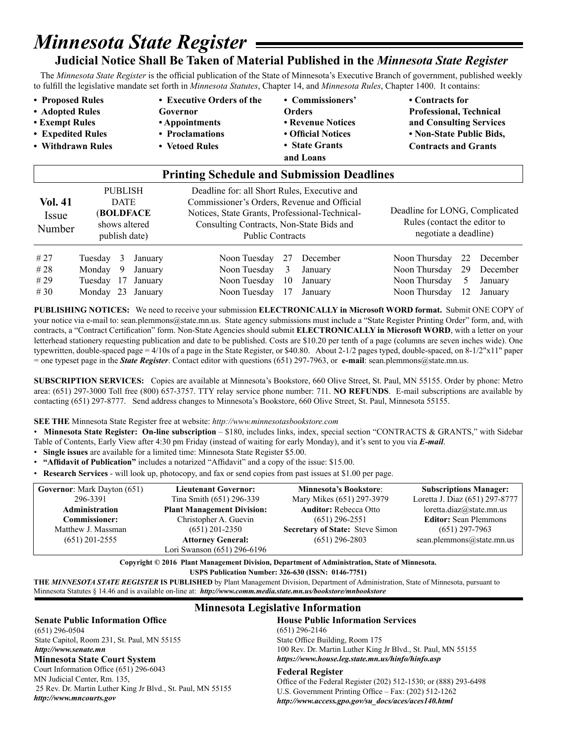# *Minnesota State Register*

## Judicial Notice Shall Be Taken of Material Published in the *Minnesota State Register*

The *Minnesota State Register* is the official publication of the State of Minnesota's Executive Branch of government, published weekly to fulfill the legislative mandate set forth in *Minnesota Statutes*, Chapter 14, and *Minnesota Rules*, Chapter 1400. It contains:

- **Proposed Rules**
- **Adopted Rules**
- **Exempt Rules**
- **Expedited Rules**
- **Withdrawn Rules**
- **Executive Orders of the Governor**
- **Appointments**
- **Proclamations**
- **Vetoed Rules**
- **Commissioners' Orders**
- **Revenue Notices**
- **Official Notices**
- **State Grants and Loans**
- **Contracts for Professional, Technical and Consulting Services**
- **Non-State Public Bids, Contracts and Grants**

### Printing Schedule and Submission Deadlines

| **Vol. 41** Issue Number | PUBLISH DATE (**BOLDFACE** shows altered publish date) | Deadline for: all Short Rules, Executive and Commissioner's Orders, Revenue and Official Notices, State Grants, Professional-Technical-Consulting Contracts, Non-State Bids and Public Contracts | Deadline for LONG, Complicated Rules (contact the editor to negotiate a deadline) |
|---|---|---|---|
| # 27 | Tuesday 3 January | Noon Tuesday 27 December | Noon Thursday 22 December |
| # 28 | Monday 9 January | Noon Tuesday 3 January | Noon Thursday 29 December |
| # 29 | Tuesday 17 January | Noon Tuesday 10 January | Noon Thursday 5 January |
| # 30 | Monday 23 January | Noon Tuesday 17 January | Noon Thursday 12 January |

**PUBLISHING NOTICES:** We need to receive your submission **ELECTRONICALLY in Microsoft WORD format.** Submit ONE COPY of your notice via e-mail to: sean.plemmons@state.mn.us. State agency submissions must include a "State Register Printing Order" form, and, with contracts, a "Contract Certification" form. Non-State Agencies should submit **ELECTRONICALLY in Microsoft WORD**, with a letter on your letterhead stationery requesting publication and date to be published. Costs are $10.20 per tenth of a page (columns are seven inches wide). One typewritten, double-spaced page = 4/10s of a page in the State Register, or $40.80. About 2-1/2 pages typed, double-spaced, on 8-1/2"x11" paper = one typeset page in the ***State Register***. Contact editor with questions (651) 297-7963, or **e-mail**: sean.plemmons@state.mn.us.

**SUBSCRIPTION SERVICES:** Copies are available at Minnesota's Bookstore, 660 Olive Street, St. Paul, MN 55155. Order by phone: Metro area: (651) 297-3000 Toll free (800) 657-3757. TTY relay service phone number: 711. **NO REFUNDS**. E-mail subscriptions are available by contacting (651) 297-8777. Send address changes to Minnesota's Bookstore, 660 Olive Street, St. Paul, Minnesota 55155.

**SEE THE** Minnesota State Register free at website: *http://www.minnesotasbookstore.com*

- **Minnesota State Register: On-line subscription** – $180, includes links, index, special section "CONTRACTS & GRANTS," with Sidebar Table of Contents, Early View after 4:30 pm Friday (instead of waiting for early Monday), and it's sent to you via ***E-mail***.
- **Single issues** are available for a limited time: Minnesota State Register $5.00.
- **"Affidavit of Publication"** includes a notarized "Affidavit" and a copy of the issue: $15.00.
- **Research Services** - will look up, photocopy, and fax or send copies from past issues at $1.00 per page.

| | | | |
|---|---|---|---|
| **Governor**: Mark Dayton (651) 296-3391 | **Lieutenant Governor:** Tina Smith (651) 296-339 | **Minnesota's Bookstore**: Mary Mikes (651) 297-3979 | **Subscriptions Manager:** Loretta J. Diaz (651) 297-8777 loretta.diaz@state.mn.us |
| **Administration Commissioner:** Matthew J. Massman (651) 201-2555 | **Plant Management Division:** Christopher A. Guevin (651) 201-2350 | **Auditor:** Rebecca Otto (651) 296-2551 | **Editor:** Sean Plemmons (651) 297-7963 sean.plemmons@state.mn.us |
| | **Attorney General:** Lori Swanson (651) 296-6196 | **Secretary of State:** Steve Simon (651) 296-2803 | |

**Copyright © 2016 Plant Management Division, Department of Administration, State of Minnesota.**
**USPS Publication Number: 326-630 (ISSN: 0146-7751)**

**THE *MINNESOTA STATE REGISTER* IS PUBLISHED** by Plant Management Division, Department of Administration, State of Minnesota, pursuant to Minnesota Statutes § 14.46 and is available on-line at: ***http://www.comm.media.state.mn.us/bookstore/mnbookstore***

## Minnesota Legislative Information

**Senate Public Information Office**
(651) 296-0504
State Capitol, Room 231, St. Paul, MN 55155
***http://www.senate.mn***

**Minnesota State Court System**
Court Information Office (651) 296-6043
MN Judicial Center, Rm. 135,
25 Rev. Dr. Martin Luther King Jr Blvd., St. Paul, MN 55155
***http://www.mncourts.gov***

**House Public Information Services**
(651) 296-2146
State Office Building, Room 175
100 Rev. Dr. Martin Luther King Jr Blvd., St. Paul, MN 55155
***https://www.house.leg.state.mn.us/hinfo/hinfo.asp***

**Federal Register**
Office of the Federal Register (202) 512-1530; or (888) 293-6498
U.S. Government Printing Office – Fax: (202) 512-1262
***http://www.access.gpo.gov/su_docs/aces/aces140.html***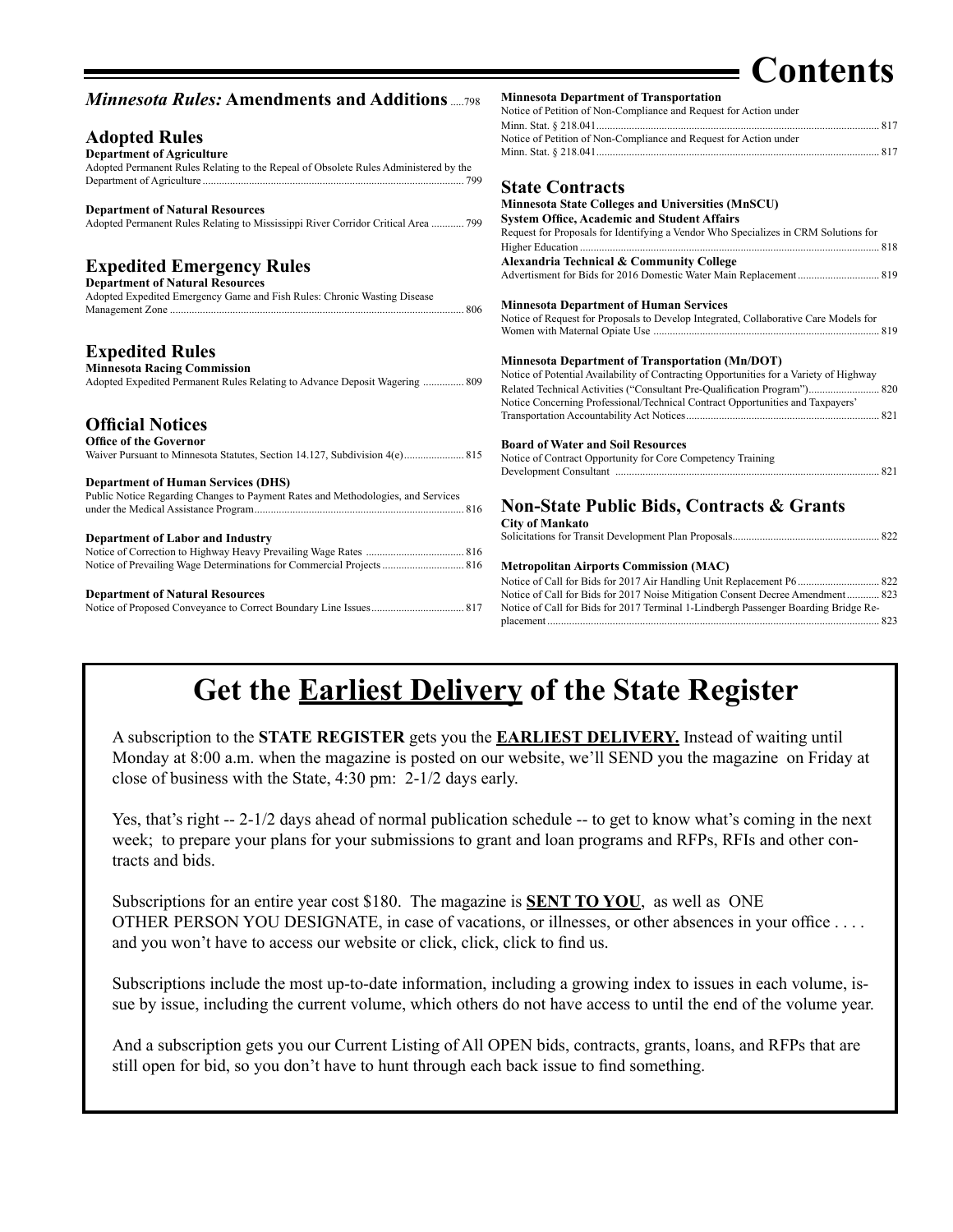# Contents

## *Minnesota Rules:* Amendments and Additions ..... 798

## Adopted Rules

**Department of Agriculture**

Adopted Permanent Rules Relating to the Repeal of Obsolete Rules Administered by the Department of Agriculture ..... 799

**Department of Natural Resources**

Adopted Permanent Rules Relating to Mississippi River Corridor Critical Area ..... 799

## Expedited Emergency Rules

**Department of Natural Resources**

Adopted Expedited Emergency Game and Fish Rules: Chronic Wasting Disease Management Zone ..... 806

## Expedited Rules

**Minnesota Racing Commission**

Adopted Expedited Permanent Rules Relating to Advance Deposit Wagering ..... 809

## Official Notices

**Office of the Governor**

Waiver Pursuant to Minnesota Statutes, Section 14.127, Subdivision 4(e) ..... 815

**Department of Human Services (DHS)**

Public Notice Regarding Changes to Payment Rates and Methodologies, and Services under the Medical Assistance Program ..... 816

**Department of Labor and Industry**

Notice of Correction to Highway Heavy Prevailing Wage Rates ..... 816

Notice of Prevailing Wage Determinations for Commercial Projects ..... 816

**Department of Natural Resources**

Notice of Proposed Conveyance to Correct Boundary Line Issues ..... 817

**Minnesota Department of Transportation**

Notice of Petition of Non-Compliance and Request for Action under Minn. Stat. § 218.041 ..... 817

Notice of Petition of Non-Compliance and Request for Action under Minn. Stat. § 218.041 ..... 817

## State Contracts

**Minnesota State Colleges and Universities (MnSCU)**

**System Office, Academic and Student Affairs**

Request for Proposals for Identifying a Vendor Who Specializes in CRM Solutions for Higher Education ..... 818

**Alexandria Technical & Community College**

Advertisment for Bids for 2016 Domestic Water Main Replacement ..... 819

**Minnesota Department of Human Services**

Notice of Request for Proposals to Develop Integrated, Collaborative Care Models for Women with Maternal Opiate Use ..... 819

**Minnesota Department of Transportation (Mn/DOT)**

Notice of Potential Availability of Contracting Opportunities for a Variety of Highway Related Technical Activities ("Consultant Pre-Qualification Program") ..... 820

Notice Concerning Professional/Technical Contract Opportunities and Taxpayers' Transportation Accountability Act Notices ..... 821

**Board of Water and Soil Resources**

Notice of Contract Opportunity for Core Competency Training Development Consultant ..... 821

## Non-State Public Bids, Contracts & Grants

**City of Mankato**

Solicitations for Transit Development Plan Proposals ..... 822

**Metropolitan Airports Commission (MAC)**

Notice of Call for Bids for 2017 Air Handling Unit Replacement P6 ..... 822

Notice of Call for Bids for 2017 Noise Mitigation Consent Decree Amendment ..... 823

Notice of Call for Bids for 2017 Terminal 1-Lindbergh Passenger Boarding Bridge Replacement ..... 823

# Get the <u>Earliest Delivery</u> of the State Register

A subscription to the **STATE REGISTER** gets you the **<u>EARLIEST DELIVERY.</u>** Instead of waiting until Monday at 8:00 a.m. when the magazine is posted on our website, we'll SEND you the magazine on Friday at close of business with the State, 4:30 pm: 2-1/2 days early.

Yes, that's right -- 2-1/2 days ahead of normal publication schedule -- to get to know what's coming in the next week; to prepare your plans for your submissions to grant and loan programs and RFPs, RFIs and other contracts and bids.

Subscriptions for an entire year cost $180. The magazine is **<u>SENT TO YOU</u>**, as well as ONE OTHER PERSON YOU DESIGNATE, in case of vacations, or illnesses, or other absences in your office . . . . and you won't have to access our website or click, click, click to find us.

Subscriptions include the most up-to-date information, including a growing index to issues in each volume, issue by issue, including the current volume, which others do not have access to until the end of the volume year.

And a subscription gets you our Current Listing of All OPEN bids, contracts, grants, loans, and RFPs that are still open for bid, so you don't have to hunt through each back issue to find something.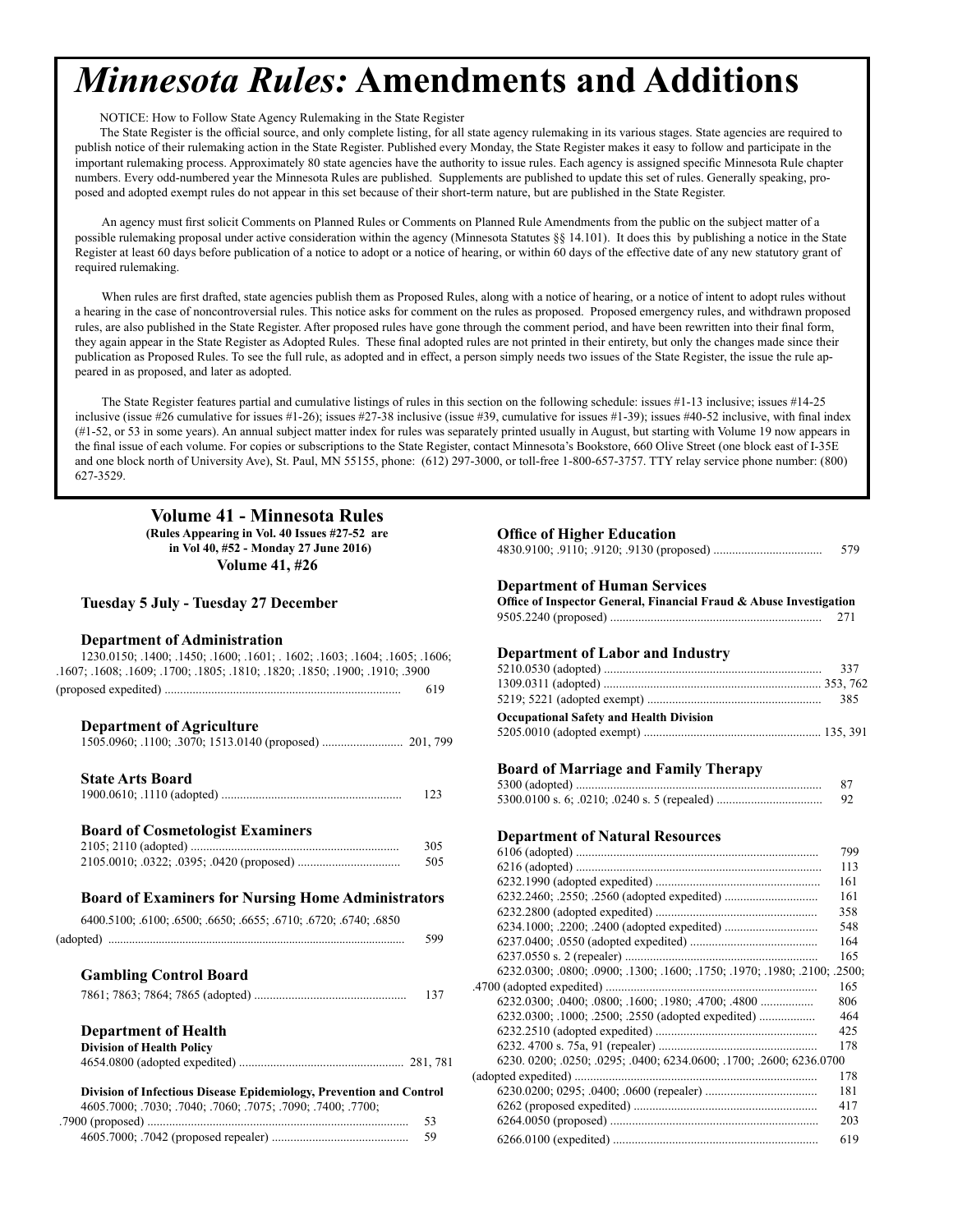# *Minnesota Rules:* Amendments and Additions

NOTICE: How to Follow State Agency Rulemaking in the State Register

The State Register is the official source, and only complete listing, for all state agency rulemaking in its various stages. State agencies are required to publish notice of their rulemaking action in the State Register. Published every Monday, the State Register makes it easy to follow and participate in the important rulemaking process. Approximately 80 state agencies have the authority to issue rules. Each agency is assigned specific Minnesota Rule chapter numbers. Every odd-numbered year the Minnesota Rules are published. Supplements are published to update this set of rules. Generally speaking, proposed and adopted exempt rules do not appear in this set because of their short-term nature, but are published in the State Register.

An agency must first solicit Comments on Planned Rules or Comments on Planned Rule Amendments from the public on the subject matter of a possible rulemaking proposal under active consideration within the agency (Minnesota Statutes §§ 14.101). It does this by publishing a notice in the State Register at least 60 days before publication of a notice to adopt or a notice of hearing, or within 60 days of the effective date of any new statutory grant of required rulemaking.

When rules are first drafted, state agencies publish them as Proposed Rules, along with a notice of hearing, or a notice of intent to adopt rules without a hearing in the case of noncontroversial rules. This notice asks for comment on the rules as proposed. Proposed emergency rules, and withdrawn proposed rules, are also published in the State Register. After proposed rules have gone through the comment period, and have been rewritten into their final form, they again appear in the State Register as Adopted Rules. These final adopted rules are not printed in their entirety, but only the changes made since their publication as Proposed Rules. To see the full rule, as adopted and in effect, a person simply needs two issues of the State Register, the issue the rule appeared in as proposed, and later as adopted.

The State Register features partial and cumulative listings of rules in this section on the following schedule: issues #1-13 inclusive; issues #14-25 inclusive (issue #26 cumulative for issues #1-26); issues #27-38 inclusive (issue #39, cumulative for issues #1-39); issues #40-52 inclusive, with final index (#1-52, or 53 in some years). An annual subject matter index for rules was separately printed usually in August, but starting with Volume 19 now appears in the final issue of each volume. For copies or subscriptions to the State Register, contact Minnesota's Bookstore, 660 Olive Street (one block east of I-35E and one block north of University Ave), St. Paul, MN 55155, phone: (612) 297-3000, or toll-free 1-800-657-3757. TTY relay service phone number: (800) 627-3529.

## Volume 41 - Minnesota Rules

**(Rules Appearing in Vol. 40 Issues #27-52 are in Vol 40, #52 - Monday 27 June 2016)**

**Volume 41, #26**

### Tuesday 5 July - Tuesday 27 December

**Department of Administration**

1230.0150; .1400; .1450; .1600; .1601; . 1602; .1603; .1604; .1605; .1606; .1607; .1608; .1609; .1700; .1805; .1810; .1820; .1850; .1900; .1910; .3900 (proposed expedited) .......... 619

**Department of Agriculture**

1505.0960; .1100; .3070; 1513.0140 (proposed) .......... 201, 799

**State Arts Board**

1900.0610; .1110 (adopted) .......... 123

**Board of Cosmetologist Examiners**

2105; 2110 (adopted) .......... 305
2105.0010; .0322; .0395; .0420 (proposed) .......... 505

**Board of Examiners for Nursing Home Administrators**

6400.5100; .6100; .6500; .6650; .6655; .6710; .6720; .6740; .6850 (adopted) .......... 599

**Gambling Control Board**

7861; 7863; 7864; 7865 (adopted) .......... 137

**Department of Health**

**Division of Health Policy**

4654.0800 (adopted expedited) .......... 281, 781

**Division of Infectious Disease Epidemiology, Prevention and Control**

4605.7000; .7030; .7040; .7060; .7075; .7090; .7400; .7700; .7900 (proposed) .......... 53
4605.7000; .7042 (proposed repealer) .......... 59

**Office of Higher Education**

4830.9100; .9110; .9120; .9130 (proposed) .......... 579

**Department of Human Services**

**Office of Inspector General, Financial Fraud & Abuse Investigation**

9505.2240 (proposed) .......... 271

**Department of Labor and Industry**

5210.0530 (adopted) .......... 337
1309.0311 (adopted) .......... 353, 762
5219; 5221 (adopted exempt) .......... 385

**Occupational Safety and Health Division**

5205.0010 (adopted exempt) .......... 135, 391

**Board of Marriage and Family Therapy**

5300 (adopted) .......... 87
5300.0100 s. 6; .0210; .0240 s. 5 (repealed) .......... 92

**Department of Natural Resources**

6106 (adopted) .......... 799
6216 (adopted) .......... 113
6232.1990 (adopted expedited) .......... 161
6232.2460; .2550; .2560 (adopted expedited) .......... 161
6232.2800 (adopted expedited) .......... 358
6234.1000; .2200; .2400 (adopted expedited) .......... 548
6237.0400; .0550 (adopted expedited) .......... 164
6237.0550 s. 2 (repealer) .......... 165
6232.0300; .0800; .0900; .1300; .1600; .1750; .1970; .1980; .2100; .2500; .4700 (adopted expedited) .......... 165
6232.0300; .0400; .0800; .1600; .1980; .4700; .4800 .......... 806
6232.0300; .1000; .2500; .2550 (adopted expedited) .......... 464
6232.2510 (adopted expedited) .......... 425
6232. 4700 s. 75a, 91 (repealer) .......... 178
6230. 0200; .0250; .0295; .0400; 6234.0600; .1700; .2600; 6236.0700 (adopted expedited) .......... 178
6230.0200; 0295; .0400; .0600 (repealer) .......... 181
6262 (proposed expedited) .......... 417
6264.0050 (proposed) .......... 203
6266.0100 (expedited) .......... 619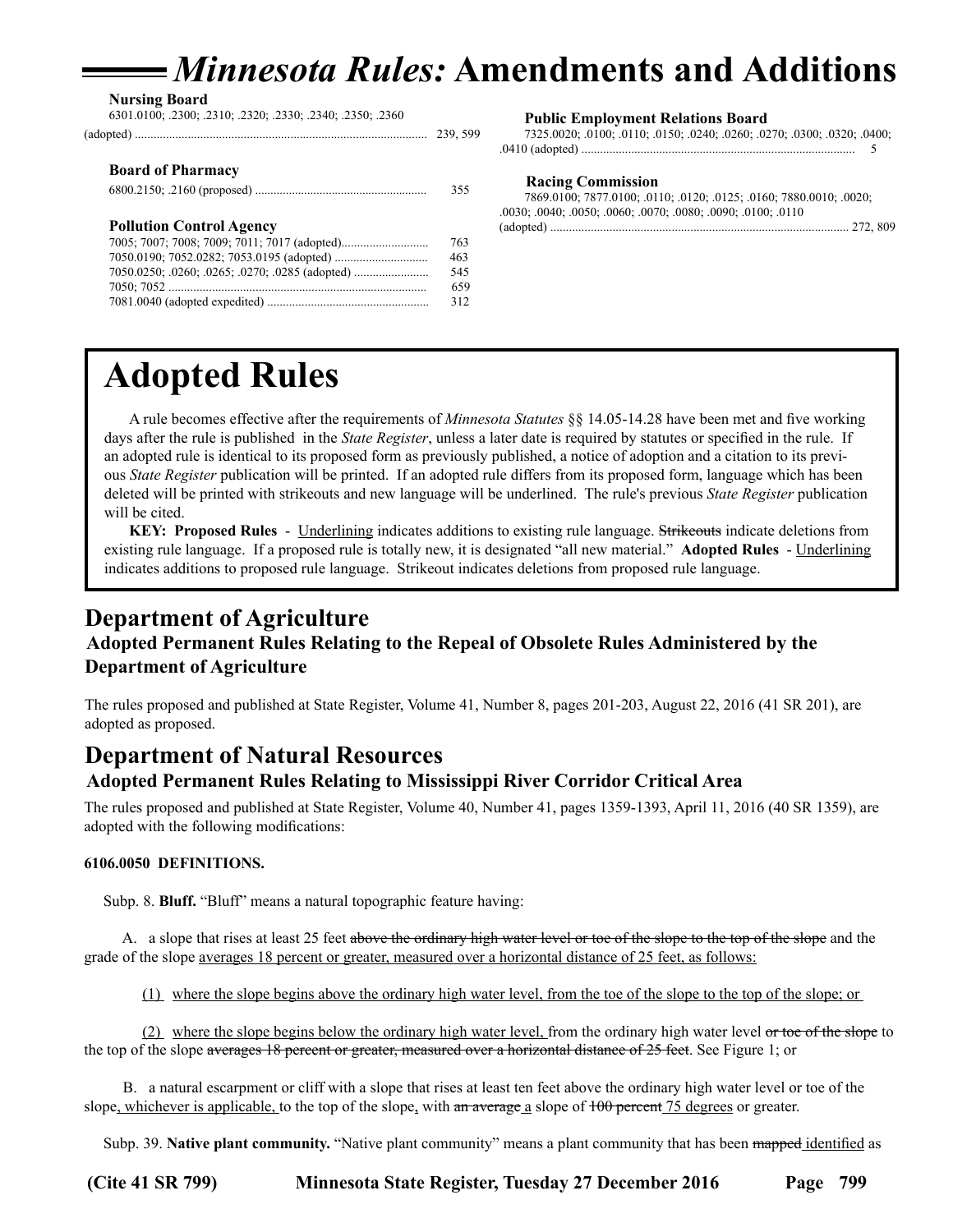# *Minnesota Rules:* Amendments and Additions

**Nursing Board**
6301.0100; .2300; .2310; .2320; .2330; .2340; .2350; .2360 (adopted) .......... 239, 599

**Board of Pharmacy**
6800.2150; .2160 (proposed) .......... 355

**Pollution Control Agency**
7005; 7007; 7008; 7009; 7011; 7017 (adopted) .......... 763
7050.0190; 7052.0282; 7053.0195 (adopted) .......... 463
7050.0250; .0260; .0265; .0270; .0285 (adopted) .......... 545
7050; 7052 .......... 659
7081.0040 (adopted expedited) .......... 312

**Public Employment Relations Board**
7325.0020; .0100; .0110; .0150; .0240; .0260; .0270; .0300; .0320; .0400; .0410 (adopted) .......... 5

**Racing Commission**
7869.0100; 7877.0100; .0110; .0120; .0125; .0160; 7880.0010; .0020; .0030; .0040; .0050; .0060; .0070; .0080; .0090; .0100; .0110 (adopted) .......... 272, 809

# Adopted Rules

A rule becomes effective after the requirements of *Minnesota Statutes* §§ 14.05-14.28 have been met and five working days after the rule is published in the *State Register*, unless a later date is required by statutes or specified in the rule. If an adopted rule is identical to its proposed form as previously published, a notice of adoption and a citation to its previous *State Register* publication will be printed. If an adopted rule differs from its proposed form, language which has been deleted will be printed with strikeouts and new language will be underlined. The rule's previous *State Register* publication will be cited.

**KEY: Proposed Rules** - <u>Underlining</u> indicates additions to existing rule language. ~~Strikeouts~~ indicate deletions from existing rule language. If a proposed rule is totally new, it is designated "all new material." **Adopted Rules** - <u>Underlining</u> indicates additions to proposed rule language. Strikeout indicates deletions from proposed rule language.

## Department of Agriculture

### Adopted Permanent Rules Relating to the Repeal of Obsolete Rules Administered by the Department of Agriculture

The rules proposed and published at State Register, Volume 41, Number 8, pages 201-203, August 22, 2016 (41 SR 201), are adopted as proposed.

## Department of Natural Resources

### Adopted Permanent Rules Relating to Mississippi River Corridor Critical Area

The rules proposed and published at State Register, Volume 40, Number 41, pages 1359-1393, April 11, 2016 (40 SR 1359), are adopted with the following modifications:

**6106.0050 DEFINITIONS.**

Subp. 8. **Bluff.** "Bluff" means a natural topographic feature having:

A. a slope that rises at least 25 feet ~~above the ordinary high water level or toe of the slope to the top of the slope~~ and the grade of the slope <u>averages 18 percent or greater, measured over a horizontal distance of 25 feet, as follows:</u>

<u>(1)</u> <u>where the slope begins above the ordinary high water level, from the toe of the slope to the top of the slope; or</u>

<u>(2)</u> <u>where the slope begins below the ordinary high water level,</u> from the ordinary high water level ~~or toe of the slope~~ to the top of the slope ~~averages 18 percent or greater, measured over a horizontal distance of 25 feet~~. See Figure 1; or

B. a natural escarpment or cliff with a slope that rises at least ten feet above the ordinary high water level or toe of the slope<u>, whichever is applicable,</u> to the top of the slope<u>,</u> with ~~an average~~ <u>a</u> slope of ~~100 percent~~ <u>75 degrees</u> or greater.

Subp. 39. **Native plant community.** "Native plant community" means a plant community that has been ~~mapped~~ <u>identified</u> as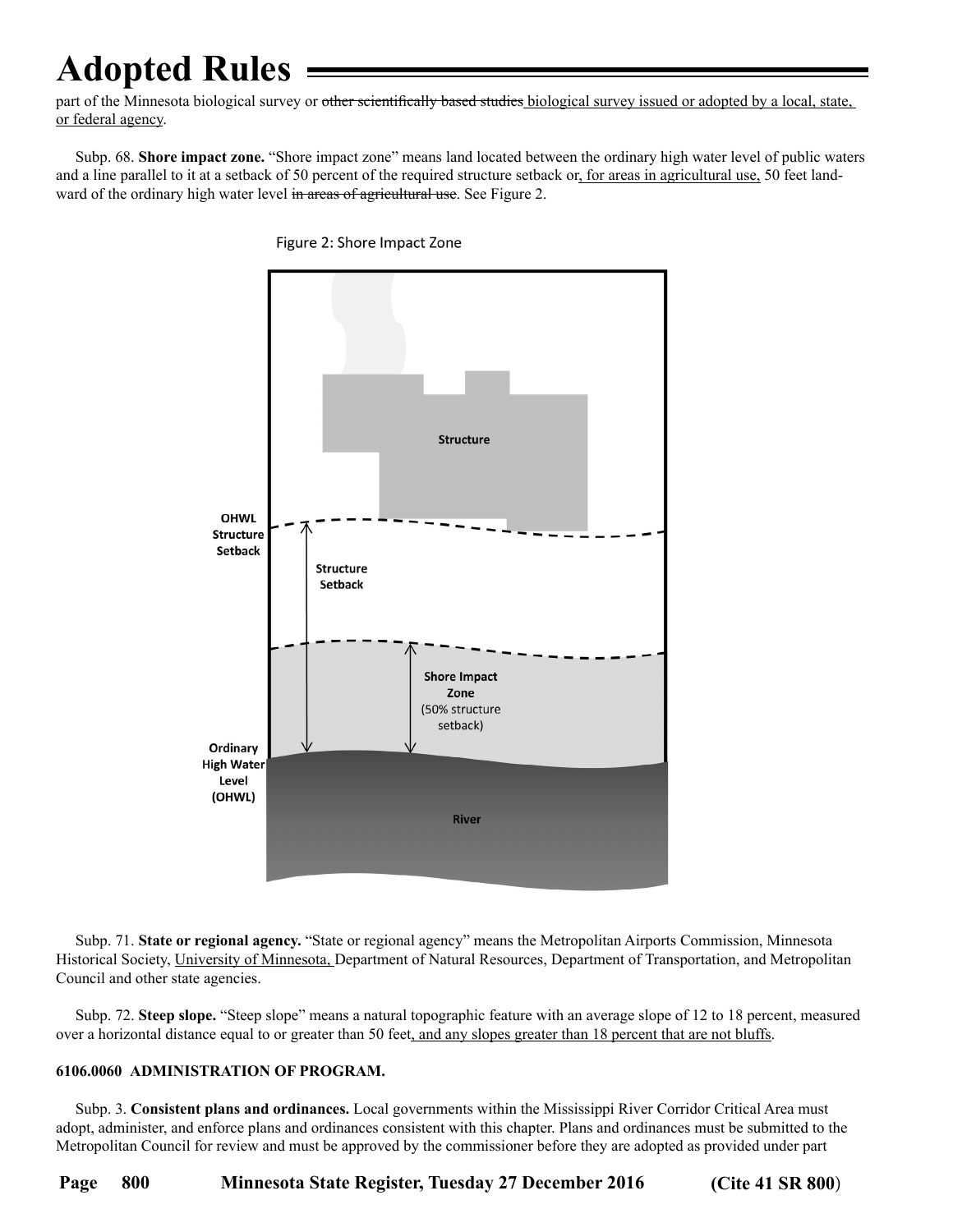part of the Minnesota biological survey or ~~other scientifically based studies~~ <u>biological survey issued or adopted by a local, state, or federal agency</u>.

Subp. 68. **Shore impact zone.** "Shore impact zone" means land located between the ordinary high water level of public waters and a line parallel to it at a setback of 50 percent of the required structure setback or<u>, for areas in agricultural use,</u> 50 feet landward of the ordinary high water level ~~in areas of agricultural use~~. See Figure 2.

Figure 2: Shore Impact Zone

Subp. 71. **State or regional agency.** "State or regional agency" means the Metropolitan Airports Commission, Minnesota Historical Society, <u>University of Minnesota,</u> Department of Natural Resources, Department of Transportation, and Metropolitan Council and other state agencies.

Subp. 72. **Steep slope.** "Steep slope" means a natural topographic feature with an average slope of 12 to 18 percent, measured over a horizontal distance equal to or greater than 50 feet<u>, and any slopes greater than 18 percent that are not bluffs</u>.

**6106.0060 ADMINISTRATION OF PROGRAM.**

Subp. 3. **Consistent plans and ordinances.** Local governments within the Mississippi River Corridor Critical Area must adopt, administer, and enforce plans and ordinances consistent with this chapter. Plans and ordinances must be submitted to the Metropolitan Council for review and must be approved by the commissioner before they are adopted as provided under part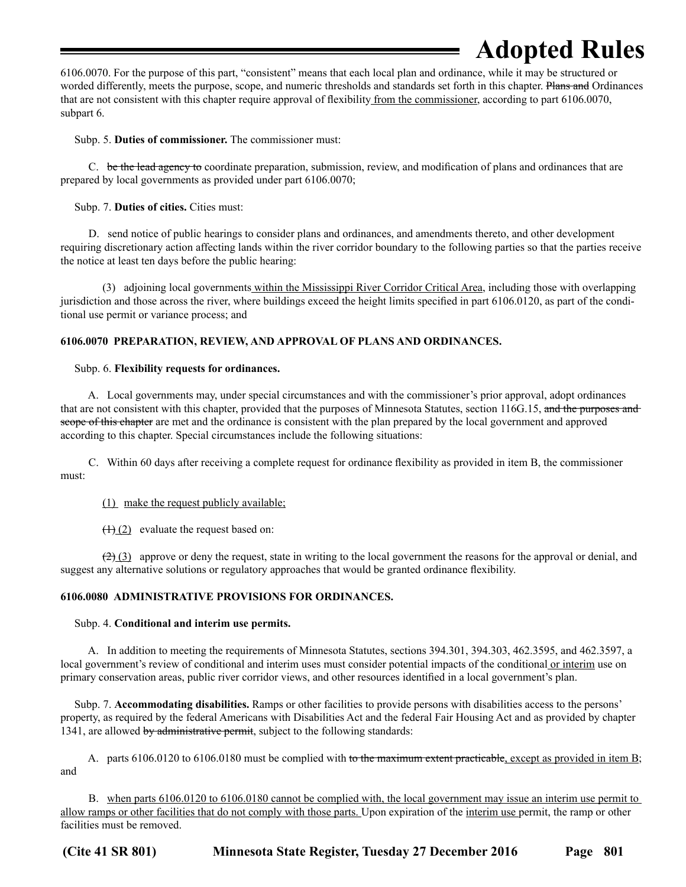6106.0070. For the purpose of this part, "consistent" means that each local plan and ordinance, while it may be structured or worded differently, meets the purpose, scope, and numeric thresholds and standards set forth in this chapter. ~~Plans and~~ Ordinances that are not consistent with this chapter require approval of flexibility <u>from the commissioner</u>, according to part 6106.0070, subpart 6.

Subp. 5. **Duties of commissioner.** The commissioner must:

C. ~~be the lead agency to~~ coordinate preparation, submission, review, and modification of plans and ordinances that are prepared by local governments as provided under part 6106.0070;

Subp. 7. **Duties of cities.** Cities must:

D. send notice of public hearings to consider plans and ordinances, and amendments thereto, and other development requiring discretionary action affecting lands within the river corridor boundary to the following parties so that the parties receive the notice at least ten days before the public hearing:

(3) adjoining local governments <u>within the Mississippi River Corridor Critical Area</u>, including those with overlapping jurisdiction and those across the river, where buildings exceed the height limits specified in part 6106.0120, as part of the conditional use permit or variance process; and

**6106.0070 PREPARATION, REVIEW, AND APPROVAL OF PLANS AND ORDINANCES.**

Subp. 6. **Flexibility requests for ordinances.**

A. Local governments may, under special circumstances and with the commissioner's prior approval, adopt ordinances that are not consistent with this chapter, provided that the purposes of Minnesota Statutes, section 116G.15, ~~and the purposes and scope of this chapter~~ are met and the ordinance is consistent with the plan prepared by the local government and approved according to this chapter. Special circumstances include the following situations:

C. Within 60 days after receiving a complete request for ordinance flexibility as provided in item B, the commissioner must:

<u>(1) make the request publicly available;</u>

~~(1)~~ <u>(2)</u> evaluate the request based on:

~~(2)~~ <u>(3)</u> approve or deny the request, state in writing to the local government the reasons for the approval or denial, and suggest any alternative solutions or regulatory approaches that would be granted ordinance flexibility.

**6106.0080 ADMINISTRATIVE PROVISIONS FOR ORDINANCES.**

Subp. 4. **Conditional and interim use permits.**

A. In addition to meeting the requirements of Minnesota Statutes, sections 394.301, 394.303, 462.3595, and 462.3597, a local government's review of conditional and interim uses must consider potential impacts of the conditional <u>or interim</u> use on primary conservation areas, public river corridor views, and other resources identified in a local government's plan.

Subp. 7. **Accommodating disabilities.** Ramps or other facilities to provide persons with disabilities access to the persons' property, as required by the federal Americans with Disabilities Act and the federal Fair Housing Act and as provided by chapter 1341, are allowed ~~by administrative permit~~, subject to the following standards:

A. parts 6106.0120 to 6106.0180 must be complied with ~~to the maximum extent practicable~~<u>, except as provided in item B</u>; and

B. <u>when parts 6106.0120 to 6106.0180 cannot be complied with, the local government may issue an interim use permit to allow ramps or other facilities that do not comply with those parts.</u> Upon expiration of the <u>interim use</u> permit, the ramp or other facilities must be removed.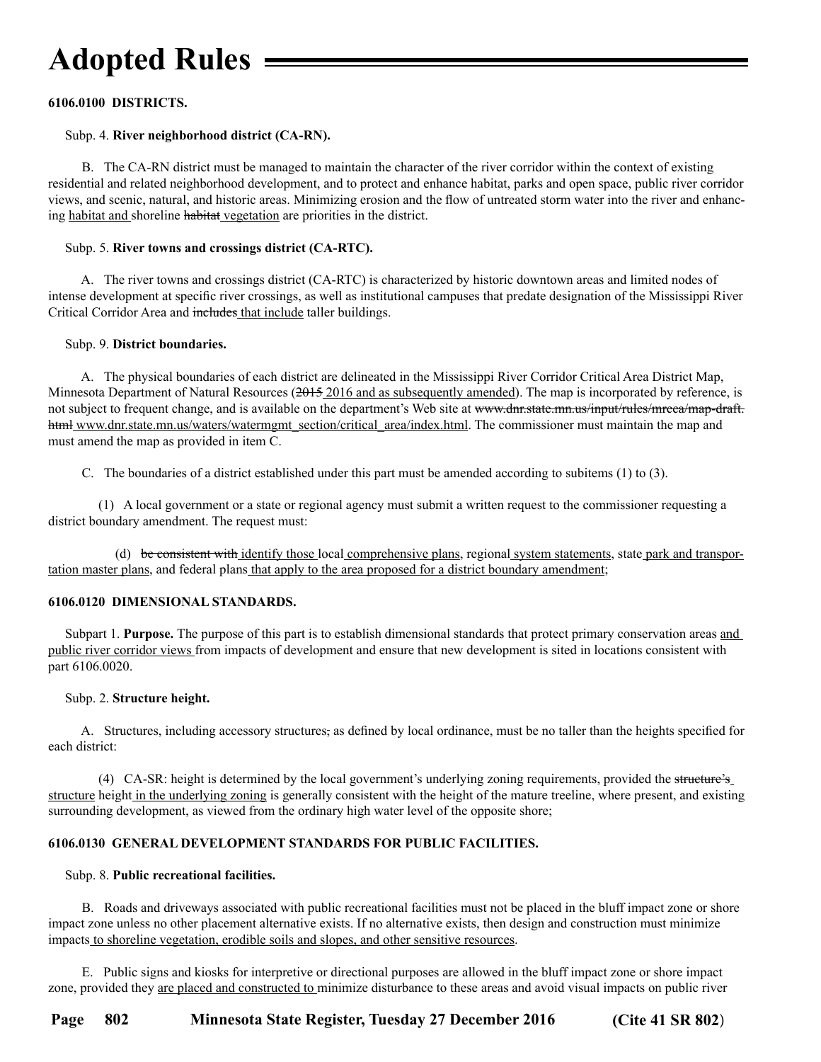**6106.0100 DISTRICTS.**

Subp. 4. **River neighborhood district (CA-RN).**

B. The CA-RN district must be managed to maintain the character of the river corridor within the context of existing residential and related neighborhood development, and to protect and enhance habitat, parks and open space, public river corridor views, and scenic, natural, and historic areas. Minimizing erosion and the flow of untreated storm water into the river and enhancing <u>habitat and</u> shoreline ~~habitat~~ <u>vegetation</u> are priorities in the district.

Subp. 5. **River towns and crossings district (CA-RTC).**

A. The river towns and crossings district (CA-RTC) is characterized by historic downtown areas and limited nodes of intense development at specific river crossings, as well as institutional campuses that predate designation of the Mississippi River Critical Corridor Area and ~~includes~~ <u>that include</u> taller buildings.

Subp. 9. **District boundaries.**

A. The physical boundaries of each district are delineated in the Mississippi River Corridor Critical Area District Map, Minnesota Department of Natural Resources (~~2015~~ <u>2016 and as subsequently amended</u>). The map is incorporated by reference, is not subject to frequent change, and is available on the department's Web site at ~~www.dnr.state.mn.us/input/rules/mrcca/map-draft.html~~ <u>www.dnr.state.mn.us/waters/watermgmt_section/critical_area/index.html</u>. The commissioner must maintain the map and must amend the map as provided in item C.

C. The boundaries of a district established under this part must be amended according to subitems (1) to (3).

(1) A local government or a state or regional agency must submit a written request to the commissioner requesting a district boundary amendment. The request must:

(d) ~~be consistent with~~ <u>identify those</u> local <u>comprehensive plans</u>, regional <u>system statements</u>, state <u>park and transportation master plans</u>, and federal plans <u>that apply to the area proposed for a district boundary amendment</u>;

**6106.0120 DIMENSIONAL STANDARDS.**

Subpart 1. **Purpose.** The purpose of this part is to establish dimensional standards that protect primary conservation areas <u>and public river corridor views</u> from impacts of development and ensure that new development is sited in locations consistent with part 6106.0020.

Subp. 2. **Structure height.**

A. Structures, including accessory structures~~,~~ as defined by local ordinance, must be no taller than the heights specified for each district:

(4) CA-SR: height is determined by the local government's underlying zoning requirements, provided the ~~structure's~~ <u>structure</u> height <u>in the underlying zoning</u> is generally consistent with the height of the mature treeline, where present, and existing surrounding development, as viewed from the ordinary high water level of the opposite shore;

**6106.0130 GENERAL DEVELOPMENT STANDARDS FOR PUBLIC FACILITIES.**

Subp. 8. **Public recreational facilities.**

B. Roads and driveways associated with public recreational facilities must not be placed in the bluff impact zone or shore impact zone unless no other placement alternative exists. If no alternative exists, then design and construction must minimize impacts <u>to shoreline vegetation, erodible soils and slopes, and other sensitive resources</u>.

E. Public signs and kiosks for interpretive or directional purposes are allowed in the bluff impact zone or shore impact zone, provided they <u>are placed and constructed to</u> minimize disturbance to these areas and avoid visual impacts on public river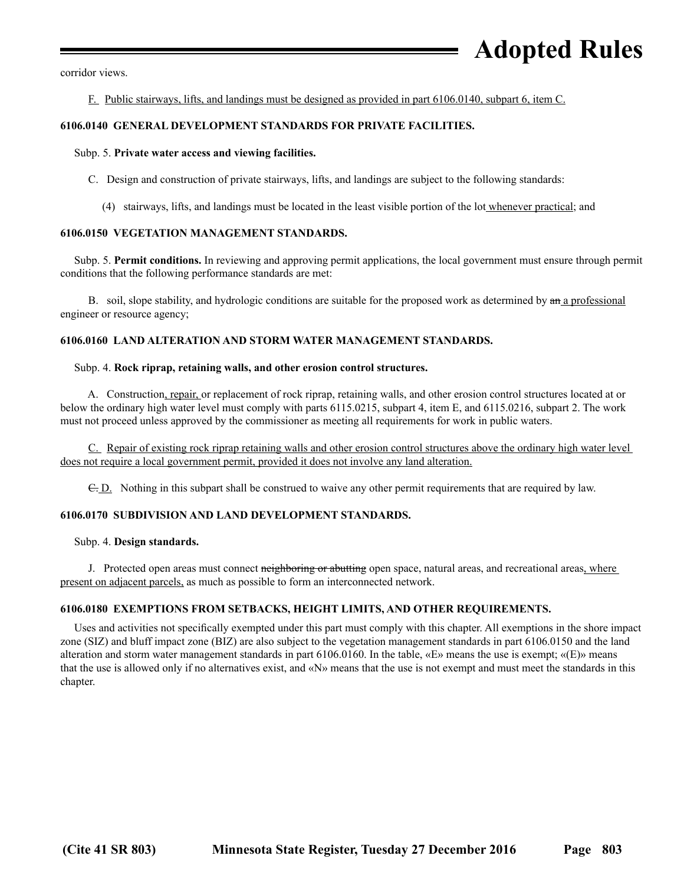corridor views.

<u>F. Public stairways, lifts, and landings must be designed as provided in part 6106.0140, subpart 6, item C.</u>

**6106.0140 GENERAL DEVELOPMENT STANDARDS FOR PRIVATE FACILITIES.**

Subp. 5. **Private water access and viewing facilities.**

C. Design and construction of private stairways, lifts, and landings are subject to the following standards:

(4) stairways, lifts, and landings must be located in the least visible portion of the lot <u>whenever practical</u>; and

**6106.0150 VEGETATION MANAGEMENT STANDARDS.**

Subp. 5. **Permit conditions.** In reviewing and approving permit applications, the local government must ensure through permit conditions that the following performance standards are met:

B. soil, slope stability, and hydrologic conditions are suitable for the proposed work as determined by ~~an~~ <u>a professional</u> engineer or resource agency;

**6106.0160 LAND ALTERATION AND STORM WATER MANAGEMENT STANDARDS.**

Subp. 4. **Rock riprap, retaining walls, and other erosion control structures.**

A. Construction<u>, repair,</u> or replacement of rock riprap, retaining walls, and other erosion control structures located at or below the ordinary high water level must comply with parts 6115.0215, subpart 4, item E, and 6115.0216, subpart 2. The work must not proceed unless approved by the commissioner as meeting all requirements for work in public waters.

<u>C. Repair of existing rock riprap retaining walls and other erosion control structures above the ordinary high water level does not require a local government permit, provided it does not involve any land alteration.</u>

~~C.~~ <u>D.</u> Nothing in this subpart shall be construed to waive any other permit requirements that are required by law.

**6106.0170 SUBDIVISION AND LAND DEVELOPMENT STANDARDS.**

Subp. 4. **Design standards.**

J. Protected open areas must connect ~~neighboring or abutting~~ open space, natural areas, and recreational areas<u>, where present on adjacent parcels,</u> as much as possible to form an interconnected network.

**6106.0180 EXEMPTIONS FROM SETBACKS, HEIGHT LIMITS, AND OTHER REQUIREMENTS.**

Uses and activities not specifically exempted under this part must comply with this chapter. All exemptions in the shore impact zone (SIZ) and bluff impact zone (BIZ) are also subject to the vegetation management standards in part 6106.0150 and the land alteration and storm water management standards in part 6106.0160. In the table, «E» means the use is exempt; «(E)» means that the use is allowed only if no alternatives exist, and «N» means that the use is not exempt and must meet the standards in this chapter.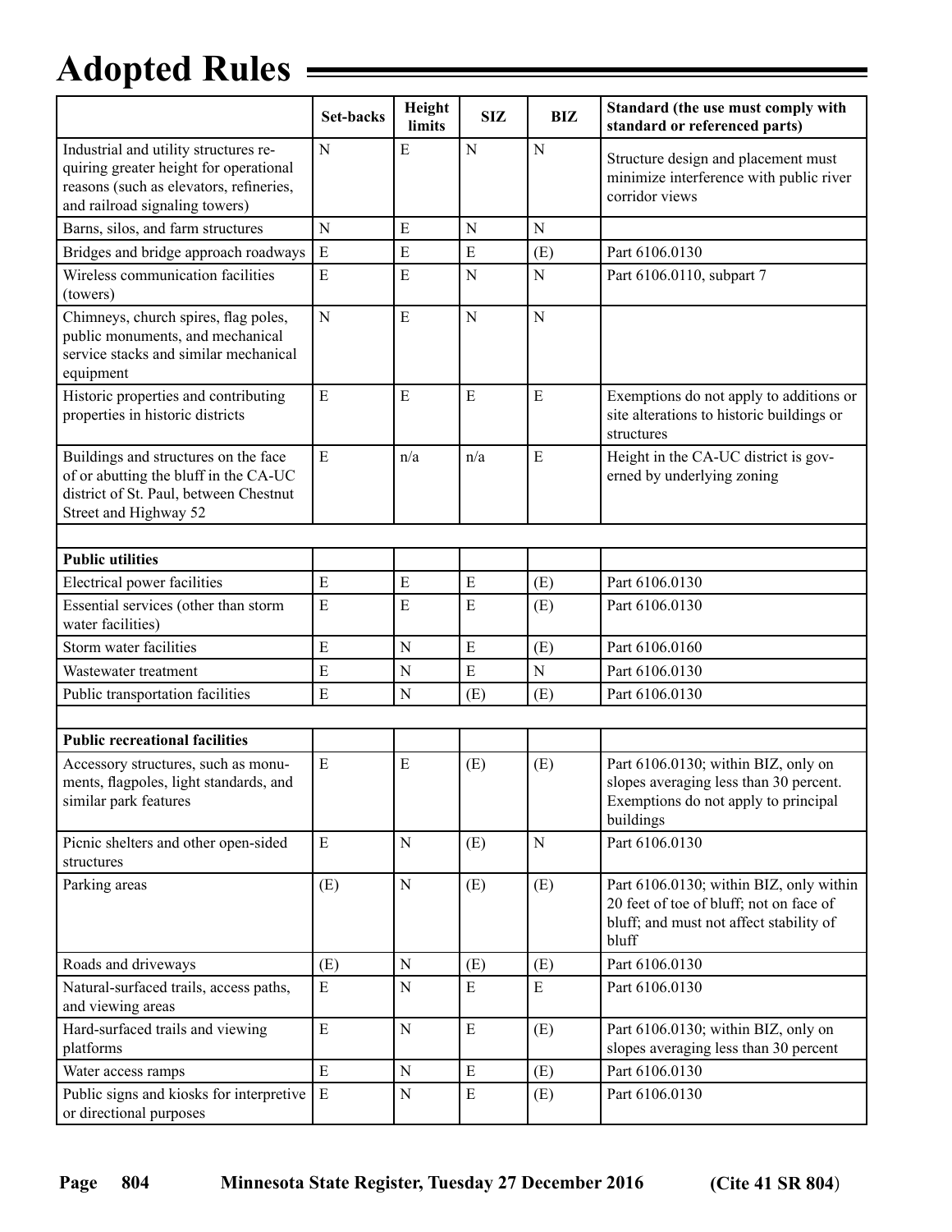| | Set-backs | Height limits | SIZ | BIZ | Standard (the use must comply with standard or referenced parts) |
|---|---|---|---|---|---|
| Industrial and utility structures requiring greater height for operational reasons (such as elevators, refineries, and railroad signaling towers) | N | E | N | N | Structure design and placement must minimize interference with public river corridor views |
| Barns, silos, and farm structures | N | E | N | N | |
| Bridges and bridge approach roadways | E | E | E | (E) | Part 6106.0130 |
| Wireless communication facilities (towers) | E | E | N | N | Part 6106.0110, subpart 7 |
| Chimneys, church spires, flag poles, public monuments, and mechanical service stacks and similar mechanical equipment | N | E | N | N | |
| Historic properties and contributing properties in historic districts | E | E | E | E | Exemptions do not apply to additions or site alterations to historic buildings or structures |
| Buildings and structures on the face of or abutting the bluff in the CA-UC district of St. Paul, between Chestnut Street and Highway 52 | E | n/a | n/a | E | Height in the CA-UC district is governed by underlying zoning |
| | | | | | |
| **Public utilities** | | | | | |
| Electrical power facilities | E | E | E | (E) | Part 6106.0130 |
| Essential services (other than storm water facilities) | E | E | E | (E) | Part 6106.0130 |
| Storm water facilities | E | N | E | (E) | Part 6106.0160 |
| Wastewater treatment | E | N | E | N | Part 6106.0130 |
| Public transportation facilities | E | N | (E) | (E) | Part 6106.0130 |
| | | | | | |
| **Public recreational facilities** | | | | | |
| Accessory structures, such as monuments, flagpoles, light standards, and similar park features | E | E | (E) | (E) | Part 6106.0130; within BIZ, only on slopes averaging less than 30 percent. Exemptions do not apply to principal buildings |
| Picnic shelters and other open-sided structures | E | N | (E) | N | Part 6106.0130 |
| Parking areas | (E) | N | (E) | (E) | Part 6106.0130; within BIZ, only within 20 feet of toe of bluff; not on face of bluff; and must not affect stability of bluff |
| Roads and driveways | (E) | N | (E) | (E) | Part 6106.0130 |
| Natural-surfaced trails, access paths, and viewing areas | E | N | E | E | Part 6106.0130 |
| Hard-surfaced trails and viewing platforms | E | N | E | (E) | Part 6106.0130; within BIZ, only on slopes averaging less than 30 percent |
| Water access ramps | E | N | E | (E) | Part 6106.0130 |
| Public signs and kiosks for interpretive or directional purposes | E | N | E | (E) | Part 6106.0130 |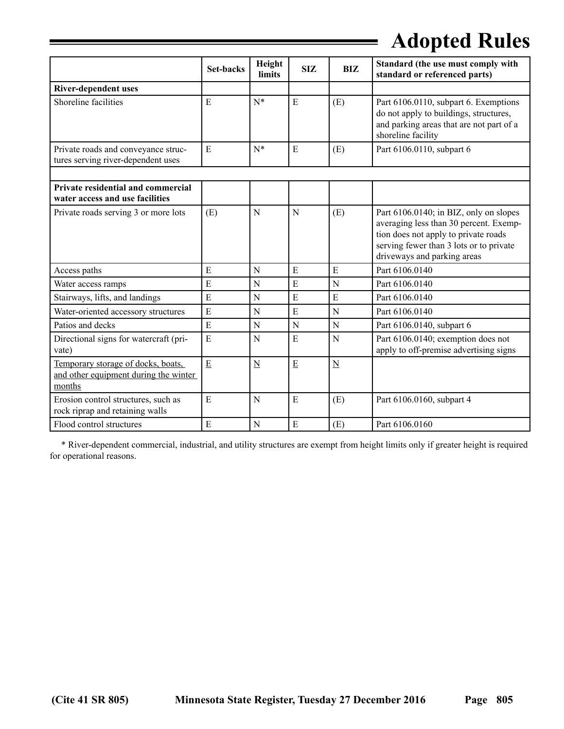| | Set-backs | Height limits | SIZ | BIZ | Standard (the use must comply with standard or referenced parts) |
|---|---|---|---|---|---|
| **River-dependent uses** | | | | | |
| Shoreline facilities | E | N* | E | (E) | Part 6106.0110, subpart 6. Exemptions do not apply to buildings, structures, and parking areas that are not part of a shoreline facility |
| Private roads and conveyance structures serving river-dependent uses | E | N* | E | (E) | Part 6106.0110, subpart 6 |
| | | | | | |
| **Private residential and commercial water access and use facilities** | | | | | |
| Private roads serving 3 or more lots | (E) | N | N | (E) | Part 6106.0140; in BIZ, only on slopes averaging less than 30 percent. Exemption does not apply to private roads serving fewer than 3 lots or to private driveways and parking areas |
| Access paths | E | N | E | E | Part 6106.0140 |
| Water access ramps | E | N | E | N | Part 6106.0140 |
| Stairways, lifts, and landings | E | N | E | E | Part 6106.0140 |
| Water-oriented accessory structures | E | N | E | N | Part 6106.0140 |
| Patios and decks | E | N | N | N | Part 6106.0140, subpart 6 |
| Directional signs for watercraft (private) | E | N | E | N | Part 6106.0140; exemption does not apply to off-premise advertising signs |
| <u>Temporary storage of docks, boats, and other equipment during the winter months</u> | <u>E</u> | <u>N</u> | <u>E</u> | <u>N</u> | |
| Erosion control structures, such as rock riprap and retaining walls | E | N | E | (E) | Part 6106.0160, subpart 4 |
| Flood control structures | E | N | E | (E) | Part 6106.0160 |

* River-dependent commercial, industrial, and utility structures are exempt from height limits only if greater height is required for operational reasons.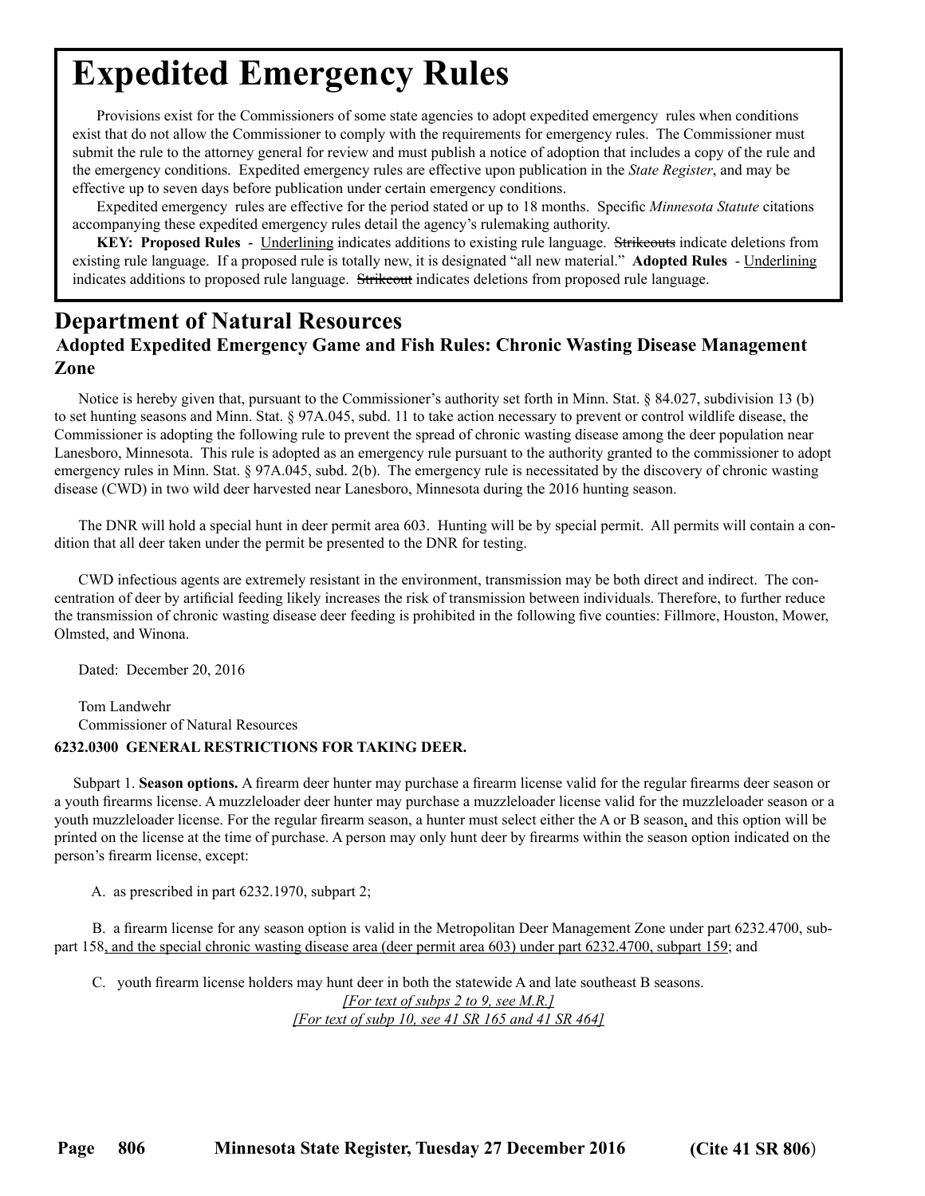# Expedited Emergency Rules

Provisions exist for the Commissioners of some state agencies to adopt expedited emergency rules when conditions exist that do not allow the Commissioner to comply with the requirements for emergency rules. The Commissioner must submit the rule to the attorney general for review and must publish a notice of adoption that includes a copy of the rule and the emergency conditions. Expedited emergency rules are effective upon publication in the *State Register*, and may be effective up to seven days before publication under certain emergency conditions.

Expedited emergency rules are effective for the period stated or up to 18 months. Specific *Minnesota Statute* citations accompanying these expedited emergency rules detail the agency's rulemaking authority.

**KEY: Proposed Rules** - <u>Underlining</u> indicates additions to existing rule language. ~~Strikeouts~~ indicate deletions from existing rule language. If a proposed rule is totally new, it is designated "all new material." **Adopted Rules** - <u>Underlining</u> indicates additions to proposed rule language. ~~Strikeout~~ indicates deletions from proposed rule language.

## Department of Natural Resources

### Adopted Expedited Emergency Game and Fish Rules: Chronic Wasting Disease Management Zone

Notice is hereby given that, pursuant to the Commissioner's authority set forth in Minn. Stat. § 84.027, subdivision 13 (b) to set hunting seasons and Minn. Stat. § 97A.045, subd. 11 to take action necessary to prevent or control wildlife disease, the Commissioner is adopting the following rule to prevent the spread of chronic wasting disease among the deer population near Lanesboro, Minnesota. This rule is adopted as an emergency rule pursuant to the authority granted to the commissioner to adopt emergency rules in Minn. Stat. § 97A.045, subd. 2(b). The emergency rule is necessitated by the discovery of chronic wasting disease (CWD) in two wild deer harvested near Lanesboro, Minnesota during the 2016 hunting season.

The DNR will hold a special hunt in deer permit area 603. Hunting will be by special permit. All permits will contain a condition that all deer taken under the permit be presented to the DNR for testing.

CWD infectious agents are extremely resistant in the environment, transmission may be both direct and indirect. The concentration of deer by artificial feeding likely increases the risk of transmission between individuals. Therefore, to further reduce the transmission of chronic wasting disease deer feeding is prohibited in the following five counties: Fillmore, Houston, Mower, Olmsted, and Winona.

Dated: December 20, 2016

Tom Landwehr
Commissioner of Natural Resources

**6232.0300 GENERAL RESTRICTIONS FOR TAKING DEER.**

Subpart 1. **Season options.** A firearm deer hunter may purchase a firearm license valid for the regular firearms deer season or a youth firearms license. A muzzleloader deer hunter may purchase a muzzleloader license valid for the muzzleloader season or a youth muzzleloader license. For the regular firearm season, a hunter must select either the A or B season<u>,</u> and this option will be printed on the license at the time of purchase. A person may only hunt deer by firearms within the season option indicated on the person's firearm license, except:

A. as prescribed in part 6232.1970, subpart 2;

B. a firearm license for any season option is valid in the Metropolitan Deer Management Zone under part 6232.4700, subpart 158<u>, and the special chronic wasting disease area (deer permit area 603) under part 6232.4700, subpart 159</u>; and

C. youth firearm license holders may hunt deer in both the statewide A and late southeast B seasons.

<u>*[For text of subps 2 to 9, see M.R.]*</u>
<u>*[For text of subp 10, see 41 SR 165 and 41 SR 464]*</u>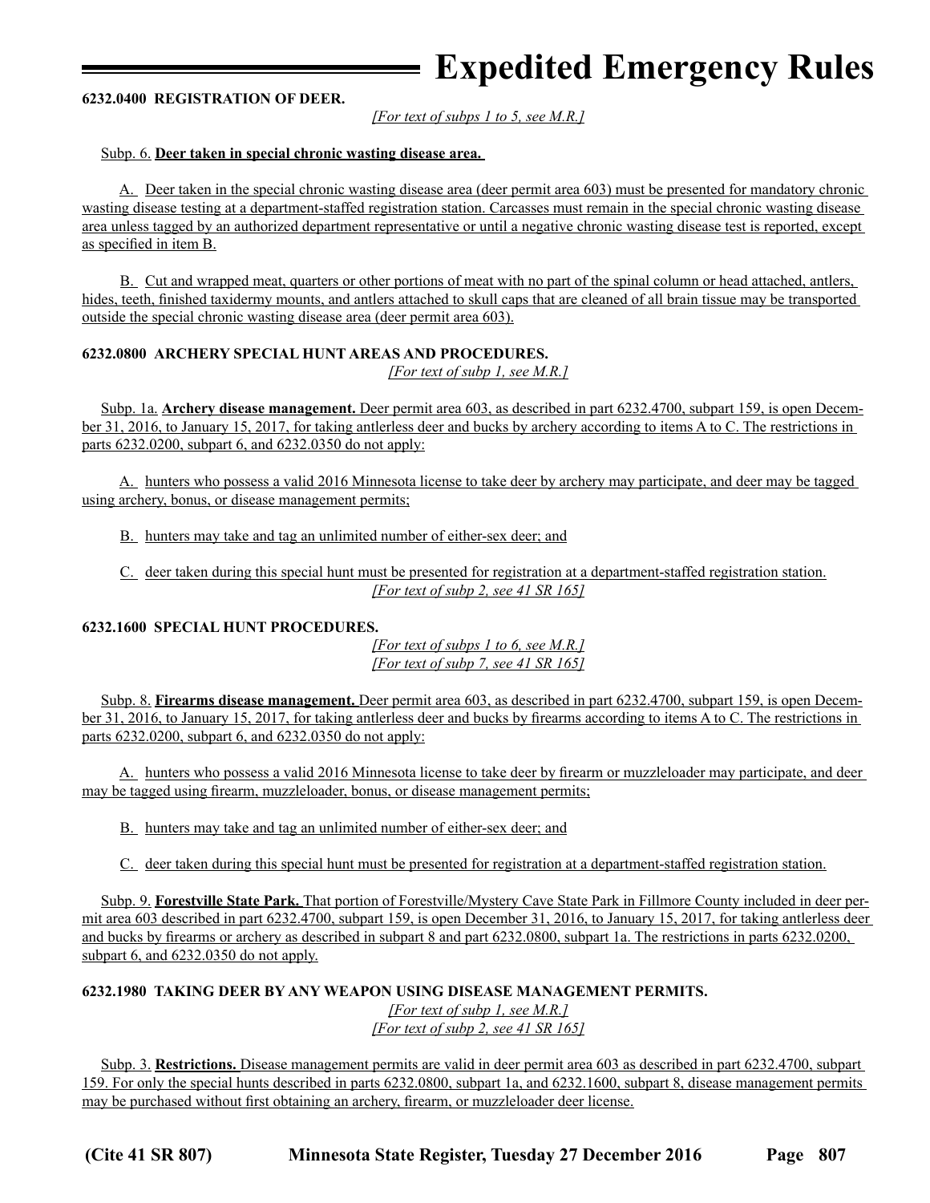**6232.0400 REGISTRATION OF DEER.**

*[For text of subps 1 to 5, see M.R.]*

Subp. 6. **Deer taken in special chronic wasting disease area.**

A. Deer taken in the special chronic wasting disease area (deer permit area 603) must be presented for mandatory chronic wasting disease testing at a department-staffed registration station. Carcasses must remain in the special chronic wasting disease area unless tagged by an authorized department representative or until a negative chronic wasting disease test is reported, except as specified in item B.

B. Cut and wrapped meat, quarters or other portions of meat with no part of the spinal column or head attached, antlers, hides, teeth, finished taxidermy mounts, and antlers attached to skull caps that are cleaned of all brain tissue may be transported outside the special chronic wasting disease area (deer permit area 603).

**6232.0800 ARCHERY SPECIAL HUNT AREAS AND PROCEDURES.**

*[For text of subp 1, see M.R.]*

Subp. 1a. **Archery disease management.** Deer permit area 603, as described in part 6232.4700, subpart 159, is open December 31, 2016, to January 15, 2017, for taking antlerless deer and bucks by archery according to items A to C. The restrictions in parts 6232.0200, subpart 6, and 6232.0350 do not apply:

A. hunters who possess a valid 2016 Minnesota license to take deer by archery may participate, and deer may be tagged using archery, bonus, or disease management permits;

B. hunters may take and tag an unlimited number of either-sex deer; and

C. deer taken during this special hunt must be presented for registration at a department-staffed registration station.

*[For text of subp 2, see 41 SR 165]*

**6232.1600 SPECIAL HUNT PROCEDURES.**

*[For text of subps 1 to 6, see M.R.]*

*[For text of subp 7, see 41 SR 165]*

Subp. 8. **Firearms disease management.** Deer permit area 603, as described in part 6232.4700, subpart 159, is open December 31, 2016, to January 15, 2017, for taking antlerless deer and bucks by firearms according to items A to C. The restrictions in parts 6232.0200, subpart 6, and 6232.0350 do not apply:

A. hunters who possess a valid 2016 Minnesota license to take deer by firearm or muzzleloader may participate, and deer may be tagged using firearm, muzzleloader, bonus, or disease management permits;

B. hunters may take and tag an unlimited number of either-sex deer; and

C. deer taken during this special hunt must be presented for registration at a department-staffed registration station.

Subp. 9. **Forestville State Park.** That portion of Forestville/Mystery Cave State Park in Fillmore County included in deer permit area 603 described in part 6232.4700, subpart 159, is open December 31, 2016, to January 15, 2017, for taking antlerless deer and bucks by firearms or archery as described in subpart 8 and part 6232.0800, subpart 1a. The restrictions in parts 6232.0200, subpart 6, and 6232.0350 do not apply.

**6232.1980 TAKING DEER BY ANY WEAPON USING DISEASE MANAGEMENT PERMITS.**

*[For text of subp 1, see M.R.]*

*[For text of subp 2, see 41 SR 165]*

Subp. 3. **Restrictions.** Disease management permits are valid in deer permit area 603 as described in part 6232.4700, subpart 159. For only the special hunts described in parts 6232.0800, subpart 1a, and 6232.1600, subpart 8, disease management permits may be purchased without first obtaining an archery, firearm, or muzzleloader deer license.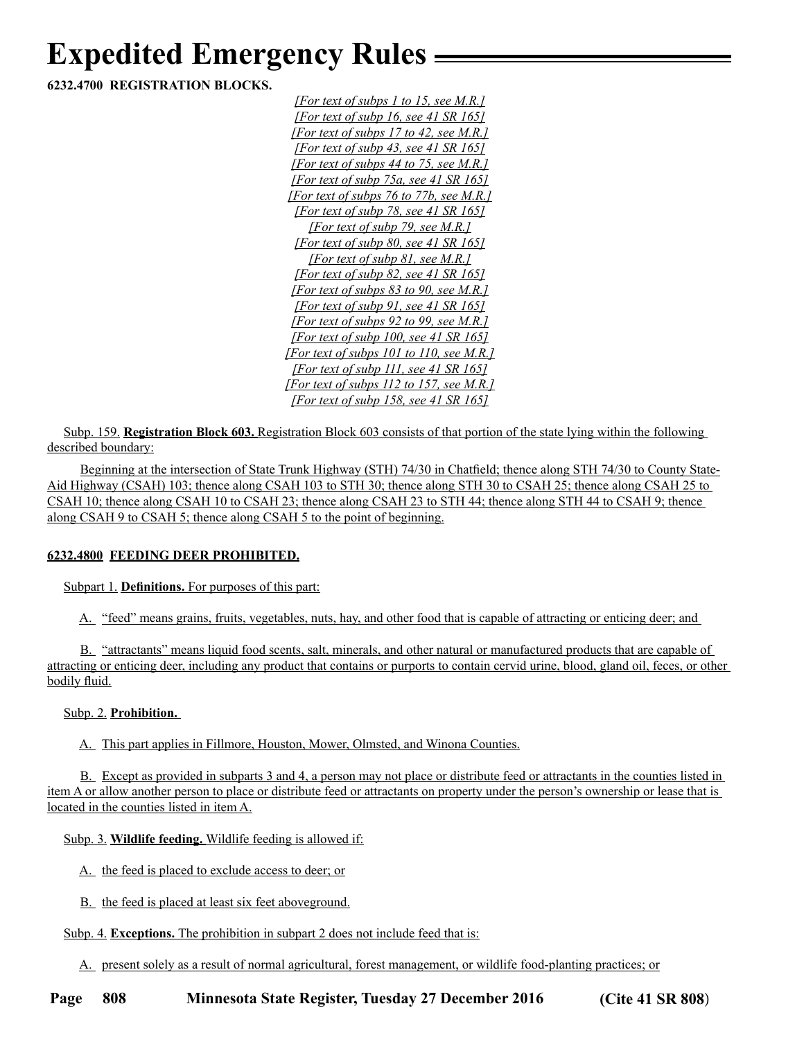# Expedited Emergency Rules

**6232.4700 REGISTRATION BLOCKS.**

*[For text of subps 1 to 15, see M.R.]*
*[For text of subp 16, see 41 SR 165]*
*[For text of subps 17 to 42, see M.R.]*
*[For text of subp 43, see 41 SR 165]*
*[For text of subps 44 to 75, see M.R.]*
*[For text of subp 75a, see 41 SR 165]*
*[For text of subps 76 to 77b, see M.R.]*
*[For text of subp 78, see 41 SR 165]*
*[For text of subp 79, see M.R.]*
*[For text of subp 80, see 41 SR 165]*
*[For text of subp 81, see M.R.]*
*[For text of subp 82, see 41 SR 165]*
*[For text of subps 83 to 90, see M.R.]*
*[For text of subp 91, see 41 SR 165]*
*[For text of subps 92 to 99, see M.R.]*
*[For text of subp 100, see 41 SR 165]*
*[For text of subps 101 to 110, see M.R.]*
*[For text of subp 111, see 41 SR 165]*
*[For text of subps 112 to 157, see M.R.]*
*[For text of subp 158, see 41 SR 165]*

Subp. 159. **Registration Block 603.** Registration Block 603 consists of that portion of the state lying within the following described boundary:

Beginning at the intersection of State Trunk Highway (STH) 74/30 in Chatfield; thence along STH 74/30 to County State-Aid Highway (CSAH) 103; thence along CSAH 103 to STH 30; thence along STH 30 to CSAH 25; thence along CSAH 25 to CSAH 10; thence along CSAH 10 to CSAH 23; thence along CSAH 23 to STH 44; thence along STH 44 to CSAH 9; thence along CSAH 9 to CSAH 5; thence along CSAH 5 to the point of beginning.

**6232.4800 FEEDING DEER PROHIBITED.**

Subpart 1. **Definitions.** For purposes of this part:

A. "feed" means grains, fruits, vegetables, nuts, hay, and other food that is capable of attracting or enticing deer; and

B. "attractants" means liquid food scents, salt, minerals, and other natural or manufactured products that are capable of attracting or enticing deer, including any product that contains or purports to contain cervid urine, blood, gland oil, feces, or other bodily fluid.

Subp. 2. **Prohibition.**

A. This part applies in Fillmore, Houston, Mower, Olmsted, and Winona Counties.

B. Except as provided in subparts 3 and 4, a person may not place or distribute feed or attractants in the counties listed in item A or allow another person to place or distribute feed or attractants on property under the person's ownership or lease that is located in the counties listed in item A.

Subp. 3. **Wildlife feeding.** Wildlife feeding is allowed if:

A. the feed is placed to exclude access to deer; or

B. the feed is placed at least six feet aboveground.

Subp. 4. **Exceptions.** The prohibition in subpart 2 does not include feed that is:

A. present solely as a result of normal agricultural, forest management, or wildlife food-planting practices; or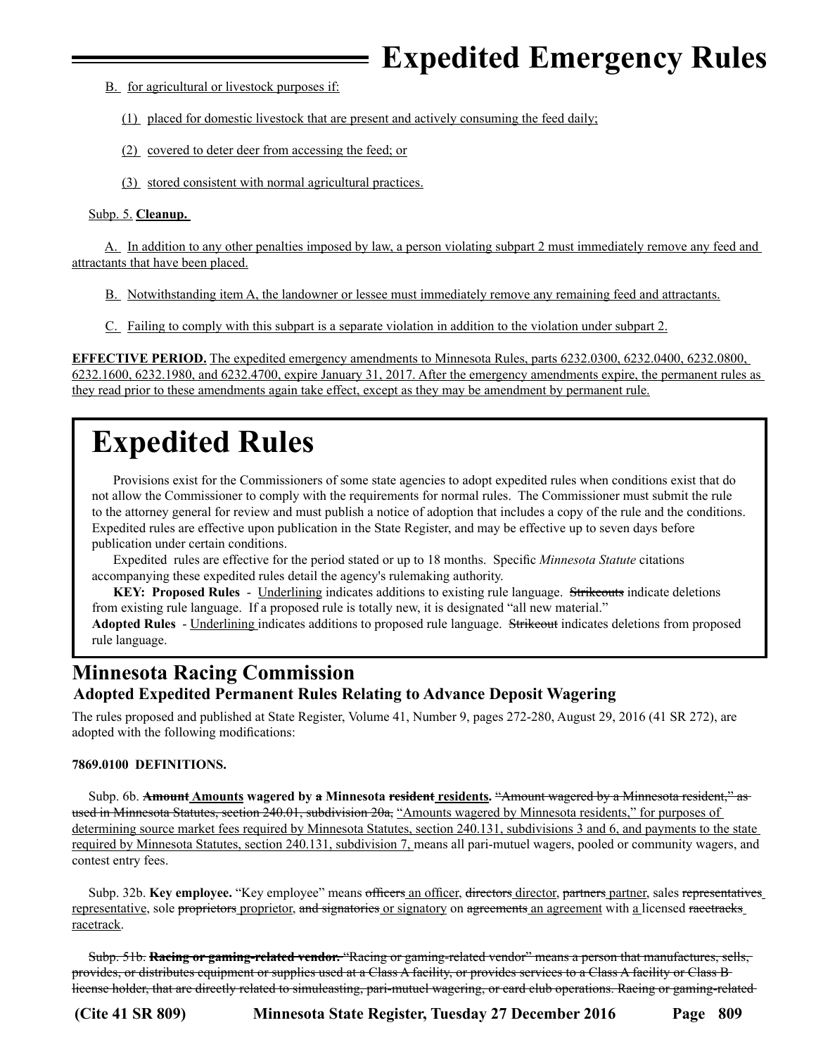<u>B. for agricultural or livestock purposes if:</u>

<u>(1) placed for domestic livestock that are present and actively consuming the feed daily;</u>

<u>(2) covered to deter deer from accessing the feed; or</u>

<u>(3) stored consistent with normal agricultural practices.</u>

<u>Subp. 5.</u> <u>**Cleanup.**</u>

<u>A. In addition to any other penalties imposed by law, a person violating subpart 2 must immediately remove any feed and attractants that have been placed.</u>

<u>B. Notwithstanding item A, the landowner or lessee must immediately remove any remaining feed and attractants.</u>

<u>C. Failing to comply with this subpart is a separate violation in addition to the violation under subpart 2.</u>

**EFFECTIVE PERIOD.** <u>The expedited emergency amendments to Minnesota Rules, parts 6232.0300, 6232.0400, 6232.0800, 6232.1600, 6232.1980, and 6232.4700, expire January 31, 2017. After the emergency amendments expire, the permanent rules as they read prior to these amendments again take effect, except as they may be amendment by permanent rule.</u>

# Expedited Rules

Provisions exist for the Commissioners of some state agencies to adopt expedited rules when conditions exist that do not allow the Commissioner to comply with the requirements for normal rules. The Commissioner must submit the rule to the attorney general for review and must publish a notice of adoption that includes a copy of the rule and the conditions. Expedited rules are effective upon publication in the State Register, and may be effective up to seven days before publication under certain conditions.

Expedited rules are effective for the period stated or up to 18 months. Specific *Minnesota Statute* citations accompanying these expedited rules detail the agency's rulemaking authority.

**KEY: Proposed Rules** - <u>Underlining</u> indicates additions to existing rule language. ~~Strikeouts~~ indicate deletions from existing rule language. If a proposed rule is totally new, it is designated "all new material."
**Adopted Rules** - <u>Underlining</u> indicates additions to proposed rule language. ~~Strikeout~~ indicates deletions from proposed rule language.

## Minnesota Racing Commission

### Adopted Expedited Permanent Rules Relating to Advance Deposit Wagering

The rules proposed and published at State Register, Volume 41, Number 9, pages 272-280, August 29, 2016 (41 SR 272), are adopted with the following modifications:

**7869.0100 DEFINITIONS.**

Subp. 6b. **~~Amount~~ <u>Amounts</u> wagered by ~~a~~ Minnesota ~~resident~~ <u>residents</u>.** ~~"Amount wagered by a Minnesota resident," as used in Minnesota Statutes, section 240.01, subdivision 20a,~~ <u>"Amounts wagered by Minnesota residents," for purposes of determining source market fees required by Minnesota Statutes, section 240.131, subdivisions 3 and 6, and payments to the state required by Minnesota Statutes, section 240.131, subdivision 7,</u> means all pari-mutuel wagers, pooled or community wagers, and contest entry fees.

Subp. 32b. **Key employee.** "Key employee" means ~~officers~~ <u>an officer</u>, ~~directors~~ <u>director</u>, ~~partners~~ <u>partner</u>, sales ~~representatives~~ <u>representative</u>, sole ~~proprietors~~ <u>proprietor</u>, ~~and signatories~~ <u>or signatory</u> on ~~agreements~~ <u>an agreement</u> with <u>a</u> licensed ~~racetracks~~ <u>racetrack</u>.

~~Subp. 51b. **Racing or gaming-related vendor.** "Racing or gaming-related vendor" means a person that manufactures, sells, provides, or distributes equipment or supplies used at a Class A facility, or provides services to a Class A facility or Class B license holder, that are directly related to simulcasting, pari-mutuel wagering, or card club operations. Racing or gaming-related~~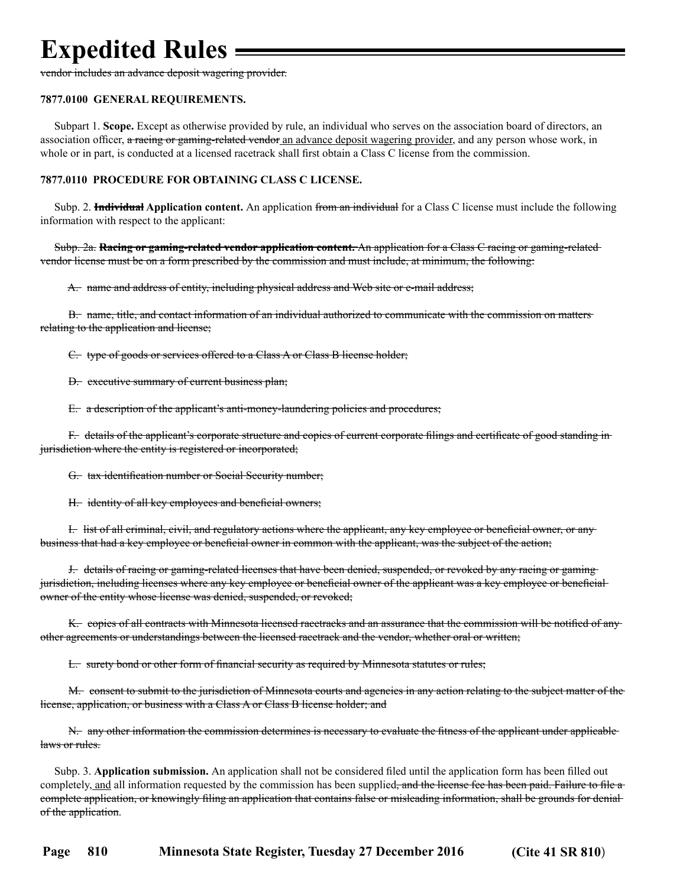~~vendor includes an advance deposit wagering provider.~~

**7877.0100 GENERAL REQUIREMENTS.**

Subpart 1. **Scope.** Except as otherwise provided by rule, an individual who serves on the association board of directors, an association officer, ~~a racing or gaming-related vendor~~ <u>an advance deposit wagering provider</u>, and any person whose work, in whole or in part, is conducted at a licensed racetrack shall first obtain a Class C license from the commission.

**7877.0110 PROCEDURE FOR OBTAINING CLASS C LICENSE.**

Subp. 2. ~~**Individual**~~ **Application content.** An application ~~from an individual~~ for a Class C license must include the following information with respect to the applicant:

~~Subp. 2a. **Racing or gaming-related vendor application content.** An application for a Class C racing or gaming-related vendor license must be on a form prescribed by the commission and must include, at minimum, the following:~~

~~A. name and address of entity, including physical address and Web site or e-mail address;~~

~~B. name, title, and contact information of an individual authorized to communicate with the commission on matters relating to the application and license;~~

~~C. type of goods or services offered to a Class A or Class B license holder;~~

~~D. executive summary of current business plan;~~

~~E. a description of the applicant's anti-money-laundering policies and procedures;~~

~~F. details of the applicant's corporate structure and copies of current corporate filings and certificate of good standing in jurisdiction where the entity is registered or incorporated;~~

~~G. tax identification number or Social Security number;~~

~~H. identity of all key employees and beneficial owners;~~

~~I. list of all criminal, civil, and regulatory actions where the applicant, any key employee or beneficial owner, or any business that had a key employee or beneficial owner in common with the applicant, was the subject of the action;~~

~~J. details of racing or gaming-related licenses that have been denied, suspended, or revoked by any racing or gaming jurisdiction, including licenses where any key employee or beneficial owner of the applicant was a key employee or beneficial owner of the entity whose license was denied, suspended, or revoked;~~

~~K. copies of all contracts with Minnesota licensed racetracks and an assurance that the commission will be notified of any other agreements or understandings between the licensed racetrack and the vendor, whether oral or written;~~

~~L. surety bond or other form of financial security as required by Minnesota statutes or rules;~~

~~M. consent to submit to the jurisdiction of Minnesota courts and agencies in any action relating to the subject matter of the license, application, or business with a Class A or Class B license holder; and~~

~~N. any other information the commission determines is necessary to evaluate the fitness of the applicant under applicable laws or rules.~~

Subp. 3. **Application submission.** An application shall not be considered filed until the application form has been filled out completely, <u>and</u> all information requested by the commission has been supplied~~, and the license fee has been paid. Failure to file a complete application, or knowingly filing an application that contains false or misleading information, shall be grounds for denial of the application~~.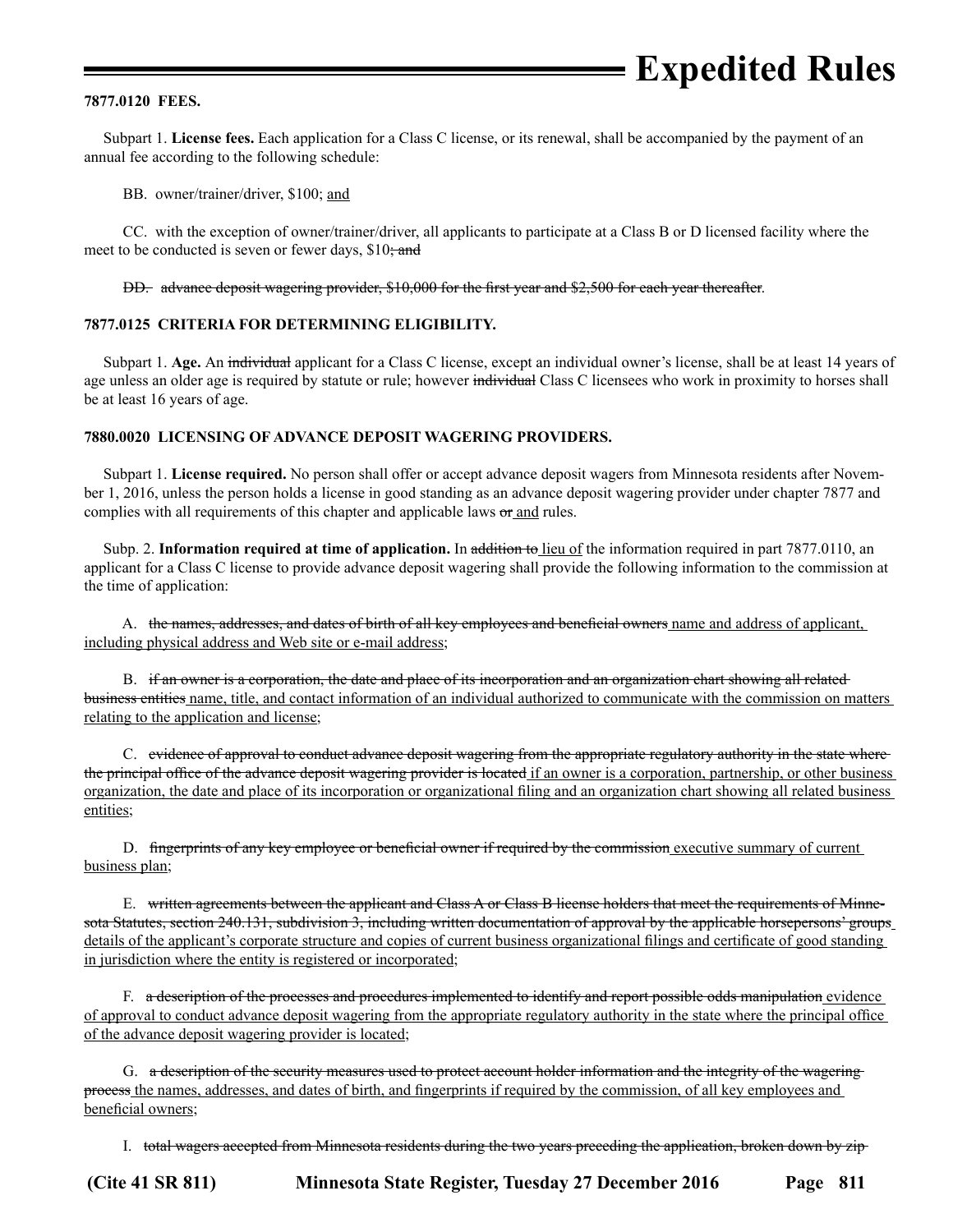**7877.0120 FEES.**

Subpart 1. **License fees.** Each application for a Class C license, or its renewal, shall be accompanied by the payment of an annual fee according to the following schedule:

BB. owner/trainer/driver, $100; <u>and</u>

CC. with the exception of owner/trainer/driver, all applicants to participate at a Class B or D licensed facility where the meet to be conducted is seven or fewer days, $10~~; and~~

~~DD. advance deposit wagering provider, $10,000 for the first year and $2,500 for each year thereafter~~.

**7877.0125 CRITERIA FOR DETERMINING ELIGIBILITY.**

Subpart 1. **Age.** An ~~individual~~ applicant for a Class C license, except an individual owner's license, shall be at least 14 years of age unless an older age is required by statute or rule; however ~~individual~~ Class C licensees who work in proximity to horses shall be at least 16 years of age.

**7880.0020 LICENSING OF ADVANCE DEPOSIT WAGERING PROVIDERS.**

Subpart 1. **License required.** No person shall offer or accept advance deposit wagers from Minnesota residents after November 1, 2016, unless the person holds a license in good standing as an advance deposit wagering provider under chapter 7877 and complies with all requirements of this chapter and applicable laws ~~or~~ <u>and</u> rules.

Subp. 2. **Information required at time of application.** In ~~addition to~~ <u>lieu of</u> the information required in part 7877.0110, an applicant for a Class C license to provide advance deposit wagering shall provide the following information to the commission at the time of application:

A. ~~the names, addresses, and dates of birth of all key employees and beneficial owners~~ <u>name and address of applicant, including physical address and Web site or e-mail address</u>;

B. ~~if an owner is a corporation, the date and place of its incorporation and an organization chart showing all related business entities~~ <u>name, title, and contact information of an individual authorized to communicate with the commission on matters relating to the application and license</u>;

C. ~~evidence of approval to conduct advance deposit wagering from the appropriate regulatory authority in the state where the principal office of the advance deposit wagering provider is located~~ <u>if an owner is a corporation, partnership, or other business organization, the date and place of its incorporation or organizational filing and an organization chart showing all related business entities</u>;

D. ~~fingerprints of any key employee or beneficial owner if required by the commission~~ <u>executive summary of current business plan</u>;

E. ~~written agreements between the applicant and Class A or Class B license holders that meet the requirements of Minnesota Statutes, section 240.131, subdivision 3, including written documentation of approval by the applicable horsepersons' groups~~ <u>details of the applicant's corporate structure and copies of current business organizational filings and certificate of good standing in jurisdiction where the entity is registered or incorporated</u>;

F. ~~a description of the processes and procedures implemented to identify and report possible odds manipulation~~ <u>evidence of approval to conduct advance deposit wagering from the appropriate regulatory authority in the state where the principal office of the advance deposit wagering provider is located</u>;

G. ~~a description of the security measures used to protect account holder information and the integrity of the wagering process~~ <u>the names, addresses, and dates of birth, and fingerprints if required by the commission, of all key employees and beneficial owners</u>;

I. ~~total wagers accepted from Minnesota residents during the two years preceding the application, broken down by zip~~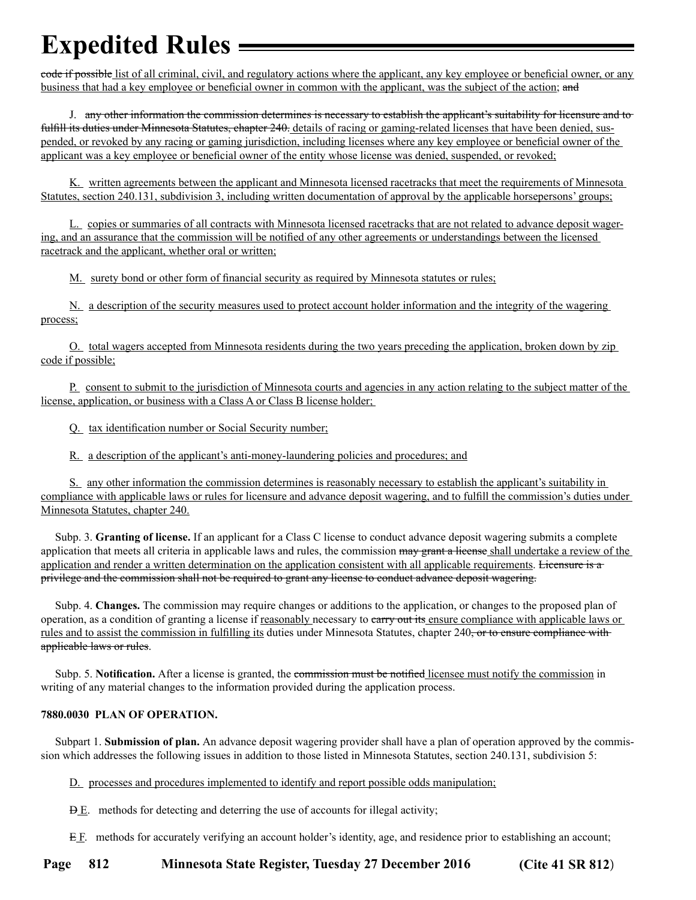~~code if possible~~ list of all criminal, civil, and regulatory actions where the applicant, any key employee or beneficial owner, or any business that had a key employee or beneficial owner in common with the applicant, was the subject of the action; ~~and~~

J. ~~any other information the commission determines is necessary to establish the applicant's suitability for licensure and to fulfill its duties under Minnesota Statutes, chapter 240.~~ details of racing or gaming-related licenses that have been denied, suspended, or revoked by any racing or gaming jurisdiction, including licenses where any key employee or beneficial owner of the applicant was a key employee or beneficial owner of the entity whose license was denied, suspended, or revoked;

K. written agreements between the applicant and Minnesota licensed racetracks that meet the requirements of Minnesota Statutes, section 240.131, subdivision 3, including written documentation of approval by the applicable horsepersons' groups;

L. copies or summaries of all contracts with Minnesota licensed racetracks that are not related to advance deposit wagering, and an assurance that the commission will be notified of any other agreements or understandings between the licensed racetrack and the applicant, whether oral or written;

M. surety bond or other form of financial security as required by Minnesota statutes or rules;

N. a description of the security measures used to protect account holder information and the integrity of the wagering process;

O. total wagers accepted from Minnesota residents during the two years preceding the application, broken down by zip code if possible;

P. consent to submit to the jurisdiction of Minnesota courts and agencies in any action relating to the subject matter of the license, application, or business with a Class A or Class B license holder;

Q. tax identification number or Social Security number;

R. a description of the applicant's anti-money-laundering policies and procedures; and

S. any other information the commission determines is reasonably necessary to establish the applicant's suitability in compliance with applicable laws or rules for licensure and advance deposit wagering, and to fulfill the commission's duties under Minnesota Statutes, chapter 240.

Subp. 3. **Granting of license.** If an applicant for a Class C license to conduct advance deposit wagering submits a complete application that meets all criteria in applicable laws and rules, the commission ~~may grant a license~~ shall undertake a review of the application and render a written determination on the application consistent with all applicable requirements. ~~Licensure is a privilege and the commission shall not be required to grant any license to conduct advance deposit wagering.~~

Subp. 4. **Changes.** The commission may require changes or additions to the application, or changes to the proposed plan of operation, as a condition of granting a license if reasonably necessary to ~~carry out its~~ ensure compliance with applicable laws or rules and to assist the commission in fulfilling its duties under Minnesota Statutes, chapter 240~~, or to ensure compliance with applicable laws or rules~~.

Subp. 5. **Notification.** After a license is granted, the ~~commission must be notified~~ licensee must notify the commission in writing of any material changes to the information provided during the application process.

**7880.0030 PLAN OF OPERATION.**

Subpart 1. **Submission of plan.** An advance deposit wagering provider shall have a plan of operation approved by the commission which addresses the following issues in addition to those listed in Minnesota Statutes, section 240.131, subdivision 5:

D. processes and procedures implemented to identify and report possible odds manipulation;

~~D~~ E. methods for detecting and deterring the use of accounts for illegal activity;

~~E~~ F. methods for accurately verifying an account holder's identity, age, and residence prior to establishing an account;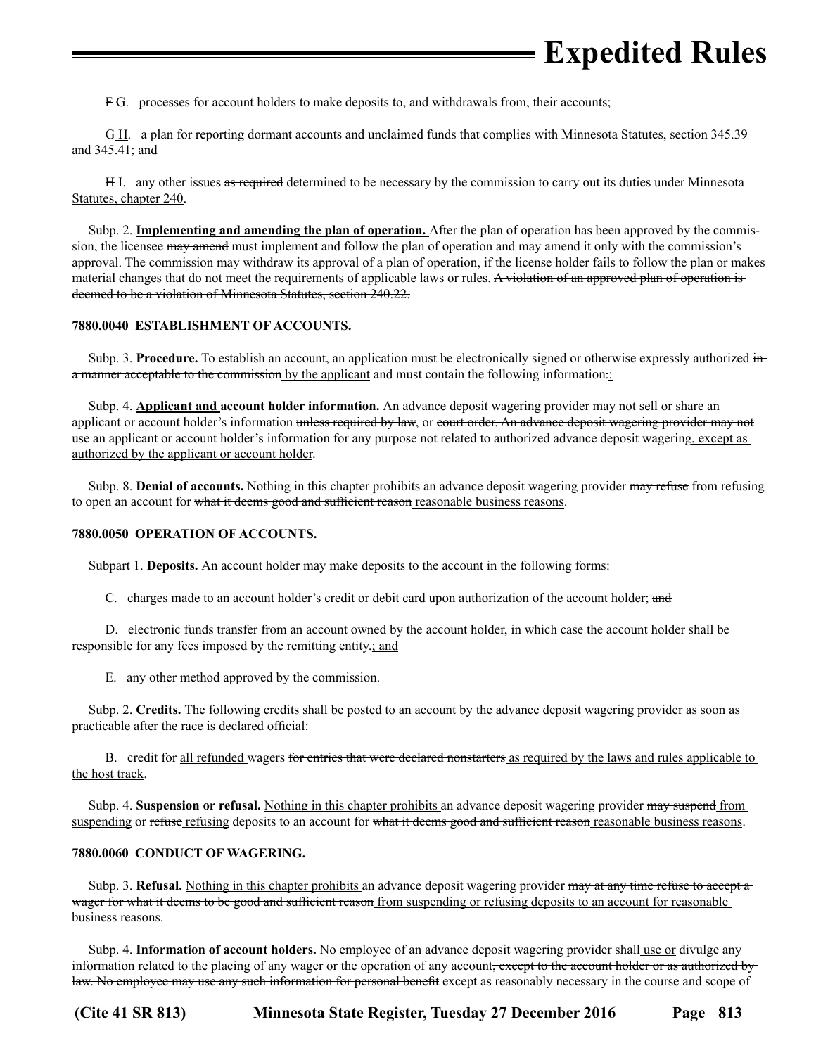F G. processes for account holders to make deposits to, and withdrawals from, their accounts;

G H. a plan for reporting dormant accounts and unclaimed funds that complies with Minnesota Statutes, section 345.39 and 345.41; and

H I. any other issues as required determined to be necessary by the commission to carry out its duties under Minnesota Statutes, chapter 240.

Subp. 2. **Implementing and amending the plan of operation.** After the plan of operation has been approved by the commission, the licensee may amend must implement and follow the plan of operation and may amend it only with the commission's approval. The commission may withdraw its approval of a plan of operation, if the license holder fails to follow the plan or makes material changes that do not meet the requirements of applicable laws or rules. A violation of an approved plan of operation is deemed to be a violation of Minnesota Statutes, section 240.22.

**7880.0040 ESTABLISHMENT OF ACCOUNTS.**

Subp. 3. **Procedure.** To establish an account, an application must be electronically signed or otherwise expressly authorized in a manner acceptable to the commission by the applicant and must contain the following information.:

Subp. 4. **Applicant and account holder information.** An advance deposit wagering provider may not sell or share an applicant or account holder's information unless required by law, or court order. An advance deposit wagering provider may not use an applicant or account holder's information for any purpose not related to authorized advance deposit wagering, except as authorized by the applicant or account holder.

Subp. 8. **Denial of accounts.** Nothing in this chapter prohibits an advance deposit wagering provider may refuse from refusing to open an account for what it deems good and sufficient reason reasonable business reasons.

**7880.0050 OPERATION OF ACCOUNTS.**

Subpart 1. **Deposits.** An account holder may make deposits to the account in the following forms:

C. charges made to an account holder's credit or debit card upon authorization of the account holder; and

D. electronic funds transfer from an account owned by the account holder, in which case the account holder shall be responsible for any fees imposed by the remitting entity.; and

E. any other method approved by the commission.

Subp. 2. **Credits.** The following credits shall be posted to an account by the advance deposit wagering provider as soon as practicable after the race is declared official:

B. credit for all refunded wagers for entries that were declared nonstarters as required by the laws and rules applicable to the host track.

Subp. 4. **Suspension or refusal.** Nothing in this chapter prohibits an advance deposit wagering provider may suspend from suspending or refuse refusing deposits to an account for what it deems good and sufficient reason reasonable business reasons.

**7880.0060 CONDUCT OF WAGERING.**

Subp. 3. **Refusal.** Nothing in this chapter prohibits an advance deposit wagering provider may at any time refuse to accept a wager for what it deems to be good and sufficient reason from suspending or refusing deposits to an account for reasonable business reasons.

Subp. 4. **Information of account holders.** No employee of an advance deposit wagering provider shall use or divulge any information related to the placing of any wager or the operation of any account, except to the account holder or as authorized by law. No employee may use any such information for personal benefit except as reasonably necessary in the course and scope of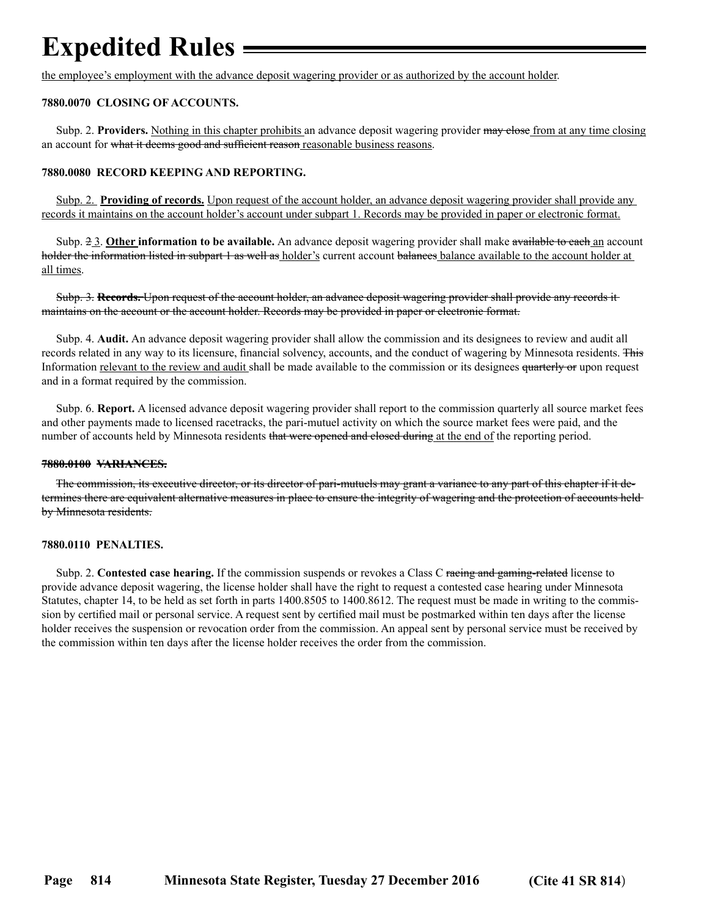the employee's employment with the advance deposit wagering provider or as authorized by the account holder.

**7880.0070 CLOSING OF ACCOUNTS.**

Subp. 2. **Providers.** Nothing in this chapter prohibits an advance deposit wagering provider ~~may close~~ from at any time closing an account for ~~what it deems good and sufficient reason~~ reasonable business reasons.

**7880.0080 RECORD KEEPING AND REPORTING.**

Subp. 2. **Providing of records.** Upon request of the account holder, an advance deposit wagering provider shall provide any records it maintains on the account holder's account under subpart 1. Records may be provided in paper or electronic format.

Subp. ~~2~~ 3. **Other information to be available.** An advance deposit wagering provider shall make ~~available to each~~ an account ~~holder the information listed in subpart 1 as well as~~ holder's current account ~~balances~~ balance available to the account holder at all times.

~~Subp. 3. **Records.** Upon request of the account holder, an advance deposit wagering provider shall provide any records it maintains on the account or the account holder. Records may be provided in paper or electronic format.~~

Subp. 4. **Audit.** An advance deposit wagering provider shall allow the commission and its designees to review and audit all records related in any way to its licensure, financial solvency, accounts, and the conduct of wagering by Minnesota residents. ~~This~~ Information relevant to the review and audit shall be made available to the commission or its designees ~~quarterly or~~ upon request and in a format required by the commission.

Subp. 6. **Report.** A licensed advance deposit wagering provider shall report to the commission quarterly all source market fees and other payments made to licensed racetracks, the pari-mutuel activity on which the source market fees were paid, and the number of accounts held by Minnesota residents ~~that were opened and closed during~~ at the end of the reporting period.

~~**7880.0100 VARIANCES.**~~

~~The commission, its executive director, or its director of pari-mutuels may grant a variance to any part of this chapter if it determines there are equivalent alternative measures in place to ensure the integrity of wagering and the protection of accounts held by Minnesota residents.~~

**7880.0110 PENALTIES.**

Subp. 2. **Contested case hearing.** If the commission suspends or revokes a Class C ~~racing and gaming-related~~ license to provide advance deposit wagering, the license holder shall have the right to request a contested case hearing under Minnesota Statutes, chapter 14, to be held as set forth in parts 1400.8505 to 1400.8612. The request must be made in writing to the commission by certified mail or personal service. A request sent by certified mail must be postmarked within ten days after the license holder receives the suspension or revocation order from the commission. An appeal sent by personal service must be received by the commission within ten days after the license holder receives the order from the commission.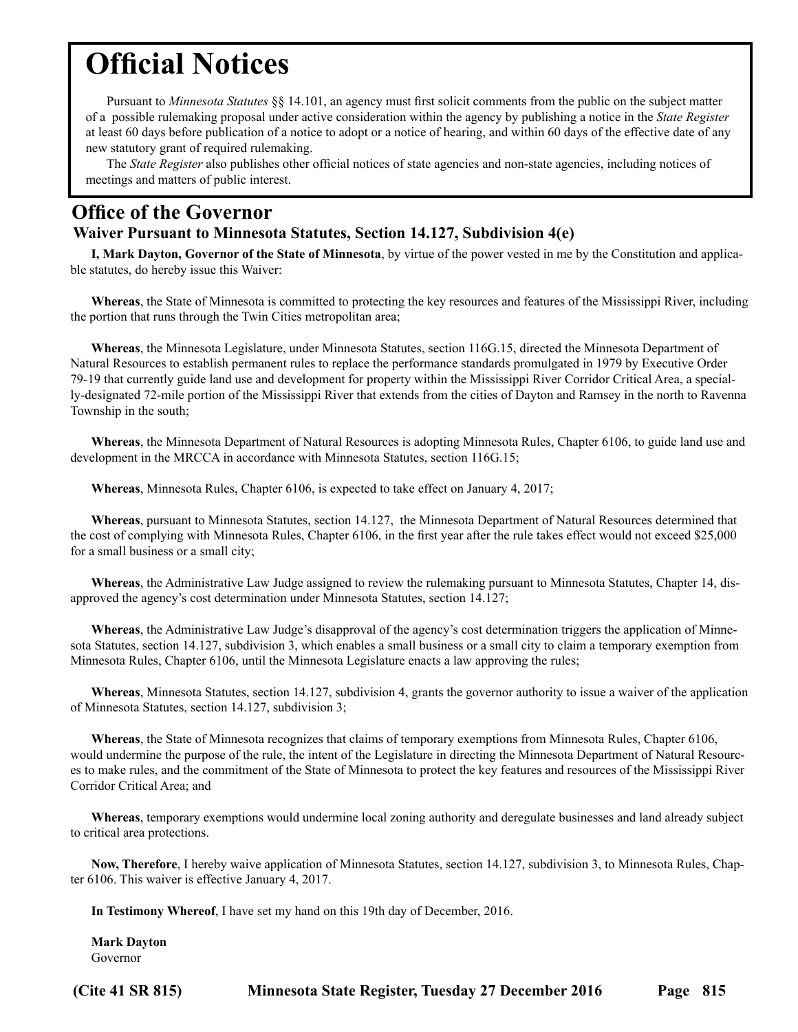# Official Notices

Pursuant to *Minnesota Statutes* §§ 14.101, an agency must first solicit comments from the public on the subject matter of a possible rulemaking proposal under active consideration within the agency by publishing a notice in the *State Register* at least 60 days before publication of a notice to adopt or a notice of hearing, and within 60 days of the effective date of any new statutory grant of required rulemaking.

The *State Register* also publishes other official notices of state agencies and non-state agencies, including notices of meetings and matters of public interest.

## Office of the Governor

### Waiver Pursuant to Minnesota Statutes, Section 14.127, Subdivision 4(e)

**I, Mark Dayton, Governor of the State of Minnesota**, by virtue of the power vested in me by the Constitution and applicable statutes, do hereby issue this Waiver:

**Whereas**, the State of Minnesota is committed to protecting the key resources and features of the Mississippi River, including the portion that runs through the Twin Cities metropolitan area;

**Whereas**, the Minnesota Legislature, under Minnesota Statutes, section 116G.15, directed the Minnesota Department of Natural Resources to establish permanent rules to replace the performance standards promulgated in 1979 by Executive Order 79-19 that currently guide land use and development for property within the Mississippi River Corridor Critical Area, a specially-designated 72-mile portion of the Mississippi River that extends from the cities of Dayton and Ramsey in the north to Ravenna Township in the south;

**Whereas**, the Minnesota Department of Natural Resources is adopting Minnesota Rules, Chapter 6106, to guide land use and development in the MRCCA in accordance with Minnesota Statutes, section 116G.15;

**Whereas**, Minnesota Rules, Chapter 6106, is expected to take effect on January 4, 2017;

**Whereas**, pursuant to Minnesota Statutes, section 14.127, the Minnesota Department of Natural Resources determined that the cost of complying with Minnesota Rules, Chapter 6106, in the first year after the rule takes effect would not exceed $25,000 for a small business or a small city;

**Whereas**, the Administrative Law Judge assigned to review the rulemaking pursuant to Minnesota Statutes, Chapter 14, disapproved the agency's cost determination under Minnesota Statutes, section 14.127;

**Whereas**, the Administrative Law Judge's disapproval of the agency's cost determination triggers the application of Minnesota Statutes, section 14.127, subdivision 3, which enables a small business or a small city to claim a temporary exemption from Minnesota Rules, Chapter 6106, until the Minnesota Legislature enacts a law approving the rules;

**Whereas**, Minnesota Statutes, section 14.127, subdivision 4, grants the governor authority to issue a waiver of the application of Minnesota Statutes, section 14.127, subdivision 3;

**Whereas**, the State of Minnesota recognizes that claims of temporary exemptions from Minnesota Rules, Chapter 6106, would undermine the purpose of the rule, the intent of the Legislature in directing the Minnesota Department of Natural Resources to make rules, and the commitment of the State of Minnesota to protect the key features and resources of the Mississippi River Corridor Critical Area; and

**Whereas**, temporary exemptions would undermine local zoning authority and deregulate businesses and land already subject to critical area protections.

**Now, Therefore**, I hereby waive application of Minnesota Statutes, section 14.127, subdivision 3, to Minnesota Rules, Chapter 6106. This waiver is effective January 4, 2017.

**In Testimony Whereof**, I have set my hand on this 19th day of December, 2016.

**Mark Dayton**
Governor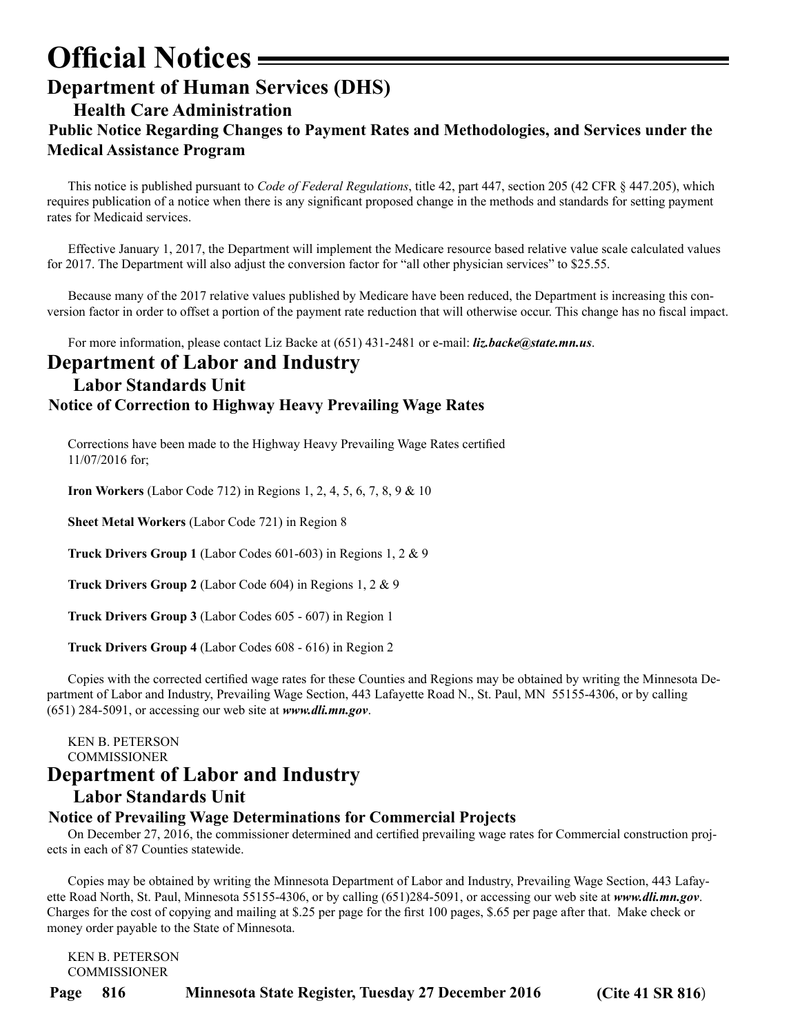# Official Notices

## Department of Human Services (DHS)

### Health Care Administration

#### Public Notice Regarding Changes to Payment Rates and Methodologies, and Services under the Medical Assistance Program

This notice is published pursuant to *Code of Federal Regulations*, title 42, part 447, section 205 (42 CFR § 447.205), which requires publication of a notice when there is any significant proposed change in the methods and standards for setting payment rates for Medicaid services.

Effective January 1, 2017, the Department will implement the Medicare resource based relative value scale calculated values for 2017. The Department will also adjust the conversion factor for "all other physician services" to $25.55.

Because many of the 2017 relative values published by Medicare have been reduced, the Department is increasing this conversion factor in order to offset a portion of the payment rate reduction that will otherwise occur. This change has no fiscal impact.

For more information, please contact Liz Backe at (651) 431-2481 or e-mail: ***liz.backe@state.mn.us***.

## Department of Labor and Industry

### Labor Standards Unit

#### Notice of Correction to Highway Heavy Prevailing Wage Rates

Corrections have been made to the Highway Heavy Prevailing Wage Rates certified 11/07/2016 for;

**Iron Workers** (Labor Code 712) in Regions 1, 2, 4, 5, 6, 7, 8, 9 & 10

**Sheet Metal Workers** (Labor Code 721) in Region 8

**Truck Drivers Group 1** (Labor Codes 601-603) in Regions 1, 2 & 9

**Truck Drivers Group 2** (Labor Code 604) in Regions 1, 2 & 9

**Truck Drivers Group 3** (Labor Codes 605 - 607) in Region 1

**Truck Drivers Group 4** (Labor Codes 608 - 616) in Region 2

Copies with the corrected certified wage rates for these Counties and Regions may be obtained by writing the Minnesota Department of Labor and Industry, Prevailing Wage Section, 443 Lafayette Road N., St. Paul, MN 55155-4306, or by calling (651) 284-5091, or accessing our web site at ***www.dli.mn.gov***.

KEN B. PETERSON
COMMISSIONER

## Department of Labor and Industry

### Labor Standards Unit

#### Notice of Prevailing Wage Determinations for Commercial Projects

On December 27, 2016, the commissioner determined and certified prevailing wage rates for Commercial construction projects in each of 87 Counties statewide.

Copies may be obtained by writing the Minnesota Department of Labor and Industry, Prevailing Wage Section, 443 Lafayette Road North, St. Paul, Minnesota 55155-4306, or by calling (651)284-5091, or accessing our web site at ***www.dli.mn.gov***. Charges for the cost of copying and mailing at $.25 per page for the first 100 pages, $.65 per page after that. Make check or money order payable to the State of Minnesota.

KEN B. PETERSON
COMMISSIONER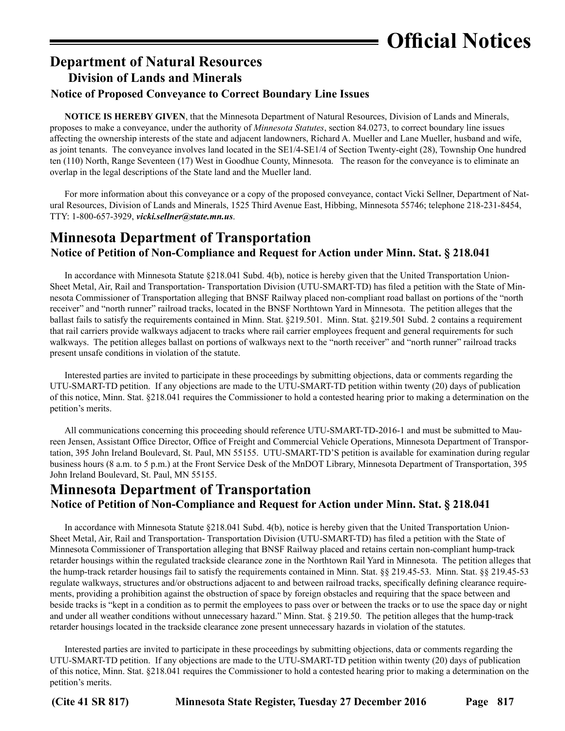# Official Notices

## Department of Natural Resources

### Division of Lands and Minerals

#### Notice of Proposed Conveyance to Correct Boundary Line Issues

**NOTICE IS HEREBY GIVEN**, that the Minnesota Department of Natural Resources, Division of Lands and Minerals, proposes to make a conveyance, under the authority of *Minnesota Statutes*, section 84.0273, to correct boundary line issues affecting the ownership interests of the state and adjacent landowners, Richard A. Mueller and Lane Mueller, husband and wife, as joint tenants. The conveyance involves land located in the SE1/4-SE1/4 of Section Twenty-eight (28), Township One hundred ten (110) North, Range Seventeen (17) West in Goodhue County, Minnesota. The reason for the conveyance is to eliminate an overlap in the legal descriptions of the State land and the Mueller land.

For more information about this conveyance or a copy of the proposed conveyance, contact Vicki Sellner, Department of Natural Resources, Division of Lands and Minerals, 1525 Third Avenue East, Hibbing, Minnesota 55746; telephone 218-231-8454, TTY: 1-800-657-3929, ***vicki.sellner@state.mn.us***.

## Minnesota Department of Transportation

#### Notice of Petition of Non-Compliance and Request for Action under Minn. Stat. § 218.041

In accordance with Minnesota Statute §218.041 Subd. 4(b), notice is hereby given that the United Transportation Union-Sheet Metal, Air, Rail and Transportation- Transportation Division (UTU-SMART-TD) has filed a petition with the State of Minnesota Commissioner of Transportation alleging that BNSF Railway placed non-compliant road ballast on portions of the "north receiver" and "north runner" railroad tracks, located in the BNSF Northtown Yard in Minnesota. The petition alleges that the ballast fails to satisfy the requirements contained in Minn. Stat. §219.501. Minn. Stat. §219.501 Subd. 2 contains a requirement that rail carriers provide walkways adjacent to tracks where rail carrier employees frequent and general requirements for such walkways. The petition alleges ballast on portions of walkways next to the "north receiver" and "north runner" railroad tracks present unsafe conditions in violation of the statute.

Interested parties are invited to participate in these proceedings by submitting objections, data or comments regarding the UTU-SMART-TD petition. If any objections are made to the UTU-SMART-TD petition within twenty (20) days of publication of this notice, Minn. Stat. §218.041 requires the Commissioner to hold a contested hearing prior to making a determination on the petition's merits.

All communications concerning this proceeding should reference UTU-SMART-TD-2016-1 and must be submitted to Maureen Jensen, Assistant Office Director, Office of Freight and Commercial Vehicle Operations, Minnesota Department of Transportation, 395 John Ireland Boulevard, St. Paul, MN 55155. UTU-SMART-TD'S petition is available for examination during regular business hours (8 a.m. to 5 p.m.) at the Front Service Desk of the MnDOT Library, Minnesota Department of Transportation, 395 John Ireland Boulevard, St. Paul, MN 55155.

## Minnesota Department of Transportation

#### Notice of Petition of Non-Compliance and Request for Action under Minn. Stat. § 218.041

In accordance with Minnesota Statute §218.041 Subd. 4(b), notice is hereby given that the United Transportation Union-Sheet Metal, Air, Rail and Transportation- Transportation Division (UTU-SMART-TD) has filed a petition with the State of Minnesota Commissioner of Transportation alleging that BNSF Railway placed and retains certain non-compliant hump-track retarder housings within the regulated trackside clearance zone in the Northtown Rail Yard in Minnesota. The petition alleges that the hump-track retarder housings fail to satisfy the requirements contained in Minn. Stat. §§ 219.45-53. Minn. Stat. §§ 219.45-53 regulate walkways, structures and/or obstructions adjacent to and between railroad tracks, specifically defining clearance requirements, providing a prohibition against the obstruction of space by foreign obstacles and requiring that the space between and beside tracks is "kept in a condition as to permit the employees to pass over or between the tracks or to use the space day or night and under all weather conditions without unnecessary hazard." Minn. Stat. § 219.50. The petition alleges that the hump-track retarder housings located in the trackside clearance zone present unnecessary hazards in violation of the statutes.

Interested parties are invited to participate in these proceedings by submitting objections, data or comments regarding the UTU-SMART-TD petition. If any objections are made to the UTU-SMART-TD petition within twenty (20) days of publication of this notice, Minn. Stat. §218.041 requires the Commissioner to hold a contested hearing prior to making a determination on the petition's merits.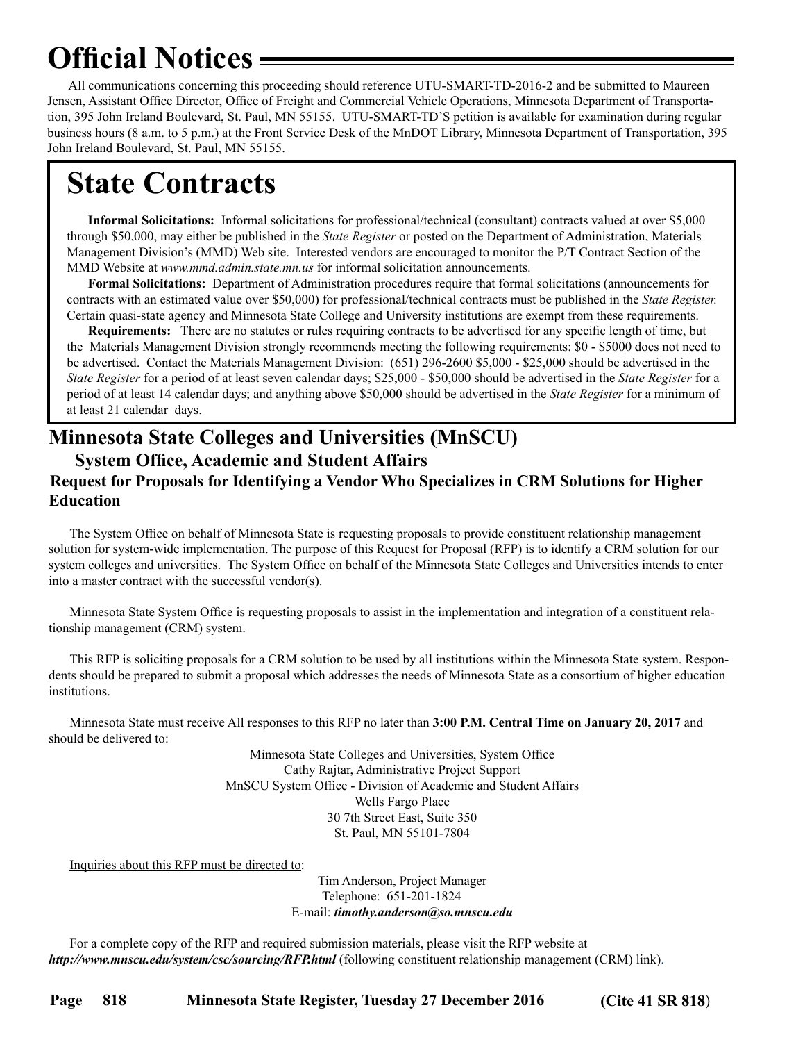# Official Notices

All communications concerning this proceeding should reference UTU-SMART-TD-2016-2 and be submitted to Maureen Jensen, Assistant Office Director, Office of Freight and Commercial Vehicle Operations, Minnesota Department of Transportation, 395 John Ireland Boulevard, St. Paul, MN 55155. UTU-SMART-TD'S petition is available for examination during regular business hours (8 a.m. to 5 p.m.) at the Front Service Desk of the MnDOT Library, Minnesota Department of Transportation, 395 John Ireland Boulevard, St. Paul, MN 55155.

# State Contracts

**Informal Solicitations:** Informal solicitations for professional/technical (consultant) contracts valued at over $5,000 through $50,000, may either be published in the *State Register* or posted on the Department of Administration, Materials Management Division's (MMD) Web site. Interested vendors are encouraged to monitor the P/T Contract Section of the MMD Website at *www.mmd.admin.state.mn.us* for informal solicitation announcements.

**Formal Solicitations:** Department of Administration procedures require that formal solicitations (announcements for contracts with an estimated value over $50,000) for professional/technical contracts must be published in the *State Register.* Certain quasi-state agency and Minnesota State College and University institutions are exempt from these requirements.

**Requirements:** There are no statutes or rules requiring contracts to be advertised for any specific length of time, but the Materials Management Division strongly recommends meeting the following requirements: $0 - $5000 does not need to be advertised. Contact the Materials Management Division: (651) 296-2600 $5,000 - $25,000 should be advertised in the *State Register* for a period of at least seven calendar days; $25,000 - $50,000 should be advertised in the *State Register* for a period of at least 14 calendar days; and anything above $50,000 should be advertised in the *State Register* for a minimum of at least 21 calendar days.

## Minnesota State Colleges and Universities (MnSCU)

### System Office, Academic and Student Affairs

### Request for Proposals for Identifying a Vendor Who Specializes in CRM Solutions for Higher Education

The System Office on behalf of Minnesota State is requesting proposals to provide constituent relationship management solution for system-wide implementation. The purpose of this Request for Proposal (RFP) is to identify a CRM solution for our system colleges and universities. The System Office on behalf of the Minnesota State Colleges and Universities intends to enter into a master contract with the successful vendor(s).

Minnesota State System Office is requesting proposals to assist in the implementation and integration of a constituent relationship management (CRM) system.

This RFP is soliciting proposals for a CRM solution to be used by all institutions within the Minnesota State system. Respondents should be prepared to submit a proposal which addresses the needs of Minnesota State as a consortium of higher education institutions.

Minnesota State must receive All responses to this RFP no later than **3:00 P.M. Central Time on January 20, 2017** and should be delivered to:

Minnesota State Colleges and Universities, System Office
Cathy Rajtar, Administrative Project Support
MnSCU System Office - Division of Academic and Student Affairs
Wells Fargo Place
30 7th Street East, Suite 350
St. Paul, MN 55101-7804

Inquiries about this RFP must be directed to:

Tim Anderson, Project Manager
Telephone: 651-201-1824
E-mail: ***timothy.anderson@so.mnscu.edu***

For a complete copy of the RFP and required submission materials, please visit the RFP website at ***http://www.mnscu.edu/system/csc/sourcing/RFP.html*** (following constituent relationship management (CRM) link).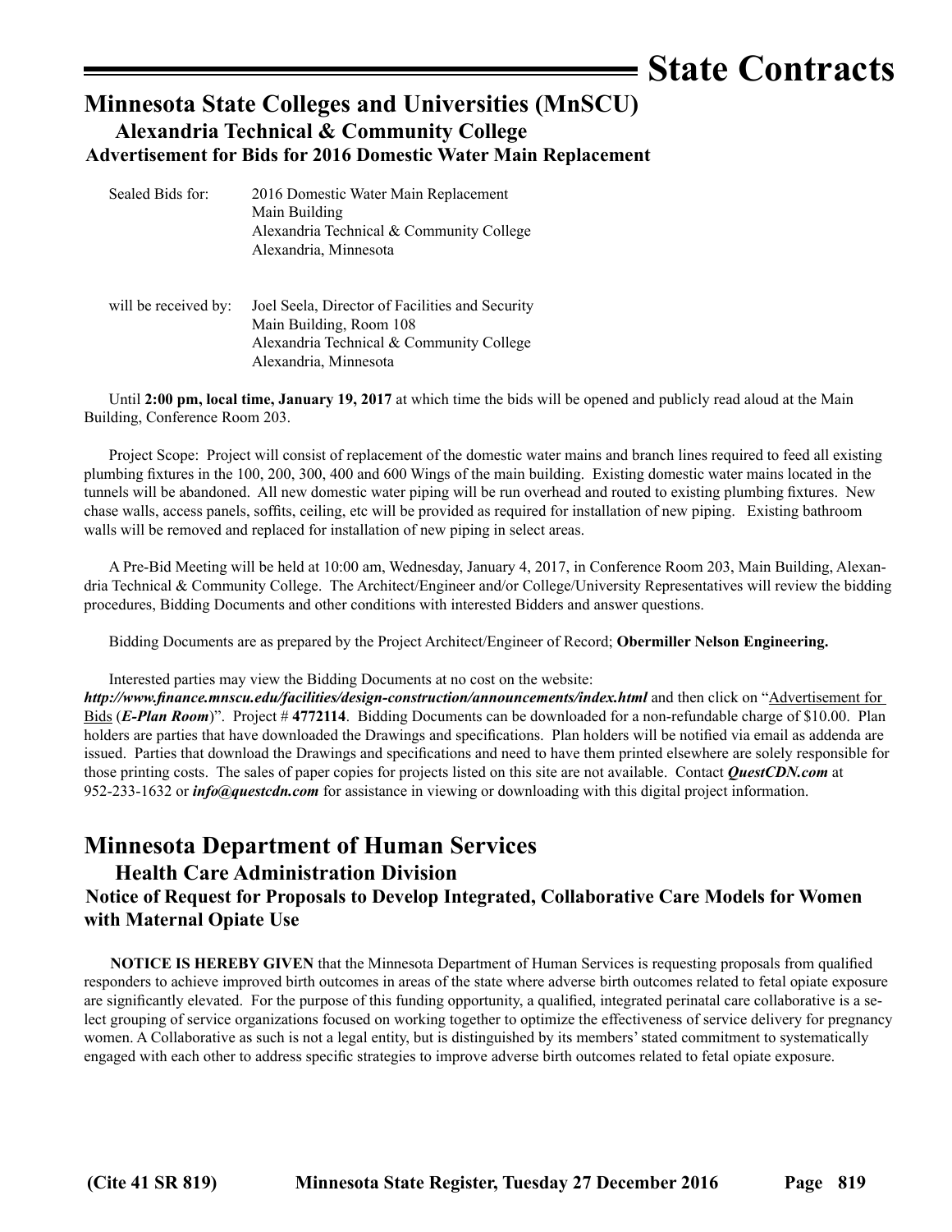# State Contracts

## Minnesota State Colleges and Universities (MnSCU)

### Alexandria Technical & Community College

### Advertisement for Bids for 2016 Domestic Water Main Replacement

| | |
|---|---|
| Sealed Bids for: | 2016 Domestic Water Main Replacement<br>Main Building<br>Alexandria Technical & Community College<br>Alexandria, Minnesota |
| will be received by: | Joel Seela, Director of Facilities and Security<br>Main Building, Room 108<br>Alexandria Technical & Community College<br>Alexandria, Minnesota |

Until **2:00 pm, local time, January 19, 2017** at which time the bids will be opened and publicly read aloud at the Main Building, Conference Room 203.

Project Scope: Project will consist of replacement of the domestic water mains and branch lines required to feed all existing plumbing fixtures in the 100, 200, 300, 400 and 600 Wings of the main building. Existing domestic water mains located in the tunnels will be abandoned. All new domestic water piping will be run overhead and routed to existing plumbing fixtures. New chase walls, access panels, soffits, ceiling, etc will be provided as required for installation of new piping. Existing bathroom walls will be removed and replaced for installation of new piping in select areas.

A Pre-Bid Meeting will be held at 10:00 am, Wednesday, January 4, 2017, in Conference Room 203, Main Building, Alexandria Technical & Community College. The Architect/Engineer and/or College/University Representatives will review the bidding procedures, Bidding Documents and other conditions with interested Bidders and answer questions.

Bidding Documents are as prepared by the Project Architect/Engineer of Record; **Obermiller Nelson Engineering.**

Interested parties may view the Bidding Documents at no cost on the website: ***http://www.finance.mnscu.edu/facilities/design-construction/announcements/index.html*** and then click on "Advertisement for Bids (***E-Plan Room***)". Project # **4772114**. Bidding Documents can be downloaded for a non-refundable charge of $10.00. Plan holders are parties that have downloaded the Drawings and specifications. Plan holders will be notified via email as addenda are issued. Parties that download the Drawings and specifications and need to have them printed elsewhere are solely responsible for those printing costs. The sales of paper copies for projects listed on this site are not available. Contact ***QuestCDN.com*** at 952-233-1632 or ***info@questcdn.com*** for assistance in viewing or downloading with this digital project information.

## Minnesota Department of Human Services

### Health Care Administration Division

### Notice of Request for Proposals to Develop Integrated, Collaborative Care Models for Women with Maternal Opiate Use

**NOTICE IS HEREBY GIVEN** that the Minnesota Department of Human Services is requesting proposals from qualified responders to achieve improved birth outcomes in areas of the state where adverse birth outcomes related to fetal opiate exposure are significantly elevated. For the purpose of this funding opportunity, a qualified, integrated perinatal care collaborative is a select grouping of service organizations focused on working together to optimize the effectiveness of service delivery for pregnancy women. A Collaborative as such is not a legal entity, but is distinguished by its members' stated commitment to systematically engaged with each other to address specific strategies to improve adverse birth outcomes related to fetal opiate exposure.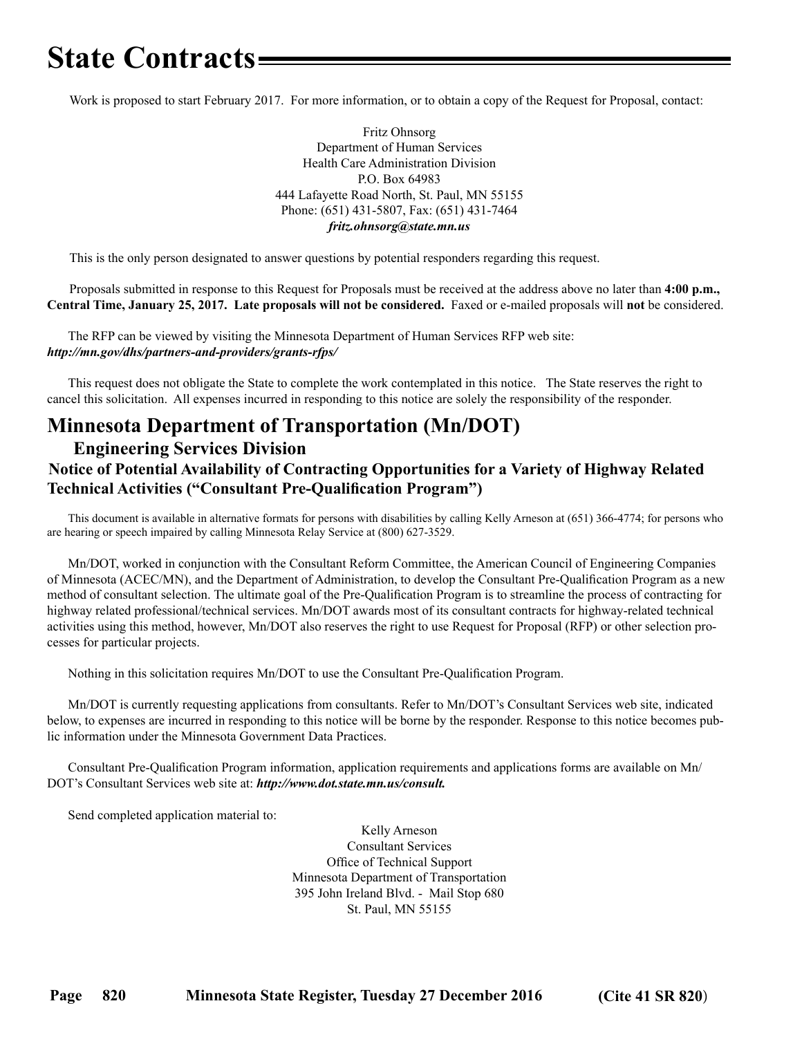# State Contracts

Work is proposed to start February 2017. For more information, or to obtain a copy of the Request for Proposal, contact:

Fritz Ohnsorg
Department of Human Services
Health Care Administration Division
P.O. Box 64983
444 Lafayette Road North, St. Paul, MN 55155
Phone: (651) 431-5807, Fax: (651) 431-7464
***fritz.ohnsorg@state.mn.us***

This is the only person designated to answer questions by potential responders regarding this request.

Proposals submitted in response to this Request for Proposals must be received at the address above no later than **4:00 p.m., Central Time, January 25, 2017. Late proposals will not be considered.** Faxed or e-mailed proposals will **not** be considered.

The RFP can be viewed by visiting the Minnesota Department of Human Services RFP web site:
***http://mn.gov/dhs/partners-and-providers/grants-rfps/***

This request does not obligate the State to complete the work contemplated in this notice. The State reserves the right to cancel this solicitation. All expenses incurred in responding to this notice are solely the responsibility of the responder.

## Minnesota Department of Transportation (Mn/DOT)

### Engineering Services Division

### Notice of Potential Availability of Contracting Opportunities for a Variety of Highway Related Technical Activities ("Consultant Pre-Qualification Program")

This document is available in alternative formats for persons with disabilities by calling Kelly Arneson at (651) 366-4774; for persons who are hearing or speech impaired by calling Minnesota Relay Service at (800) 627-3529.

Mn/DOT, worked in conjunction with the Consultant Reform Committee, the American Council of Engineering Companies of Minnesota (ACEC/MN), and the Department of Administration, to develop the Consultant Pre-Qualification Program as a new method of consultant selection. The ultimate goal of the Pre-Qualification Program is to streamline the process of contracting for highway related professional/technical services. Mn/DOT awards most of its consultant contracts for highway-related technical activities using this method, however, Mn/DOT also reserves the right to use Request for Proposal (RFP) or other selection processes for particular projects.

Nothing in this solicitation requires Mn/DOT to use the Consultant Pre-Qualification Program.

Mn/DOT is currently requesting applications from consultants. Refer to Mn/DOT's Consultant Services web site, indicated below, to expenses are incurred in responding to this notice will be borne by the responder. Response to this notice becomes public information under the Minnesota Government Data Practices.

Consultant Pre-Qualification Program information, application requirements and applications forms are available on Mn/DOT's Consultant Services web site at: ***http://www.dot.state.mn.us/consult.***

Send completed application material to:

Kelly Arneson
Consultant Services
Office of Technical Support
Minnesota Department of Transportation
395 John Ireland Blvd. - Mail Stop 680
St. Paul, MN 55155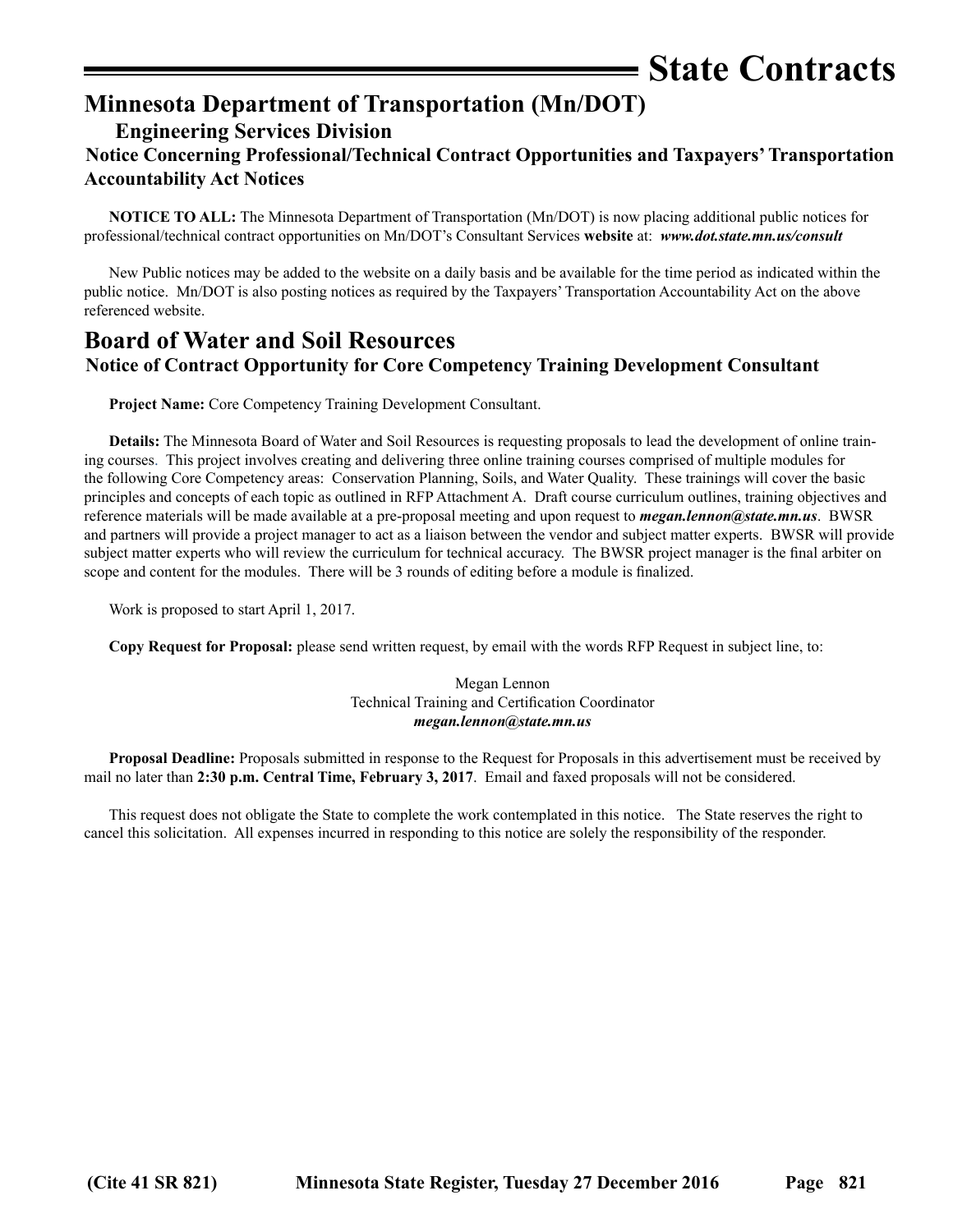# State Contracts

## Minnesota Department of Transportation (Mn/DOT)

### Engineering Services Division

### Notice Concerning Professional/Technical Contract Opportunities and Taxpayers' Transportation Accountability Act Notices

**NOTICE TO ALL:** The Minnesota Department of Transportation (Mn/DOT) is now placing additional public notices for professional/technical contract opportunities on Mn/DOT's Consultant Services **website** at: ***www.dot.state.mn.us/consult***

New Public notices may be added to the website on a daily basis and be available for the time period as indicated within the public notice. Mn/DOT is also posting notices as required by the Taxpayers' Transportation Accountability Act on the above referenced website.

## Board of Water and Soil Resources

### Notice of Contract Opportunity for Core Competency Training Development Consultant

**Project Name:** Core Competency Training Development Consultant.

**Details:** The Minnesota Board of Water and Soil Resources is requesting proposals to lead the development of online training courses. This project involves creating and delivering three online training courses comprised of multiple modules for the following Core Competency areas: Conservation Planning, Soils, and Water Quality. These trainings will cover the basic principles and concepts of each topic as outlined in RFP Attachment A. Draft course curriculum outlines, training objectives and reference materials will be made available at a pre-proposal meeting and upon request to ***megan.lennon@state.mn.us***. BWSR and partners will provide a project manager to act as a liaison between the vendor and subject matter experts. BWSR will provide subject matter experts who will review the curriculum for technical accuracy. The BWSR project manager is the final arbiter on scope and content for the modules. There will be 3 rounds of editing before a module is finalized.

Work is proposed to start April 1, 2017.

**Copy Request for Proposal:** please send written request, by email with the words RFP Request in subject line, to:

Megan Lennon  
Technical Training and Certification Coordinator  
***megan.lennon@state.mn.us***

**Proposal Deadline:** Proposals submitted in response to the Request for Proposals in this advertisement must be received by mail no later than **2:30 p.m. Central Time, February 3, 2017**. Email and faxed proposals will not be considered.

This request does not obligate the State to complete the work contemplated in this notice. The State reserves the right to cancel this solicitation. All expenses incurred in responding to this notice are solely the responsibility of the responder.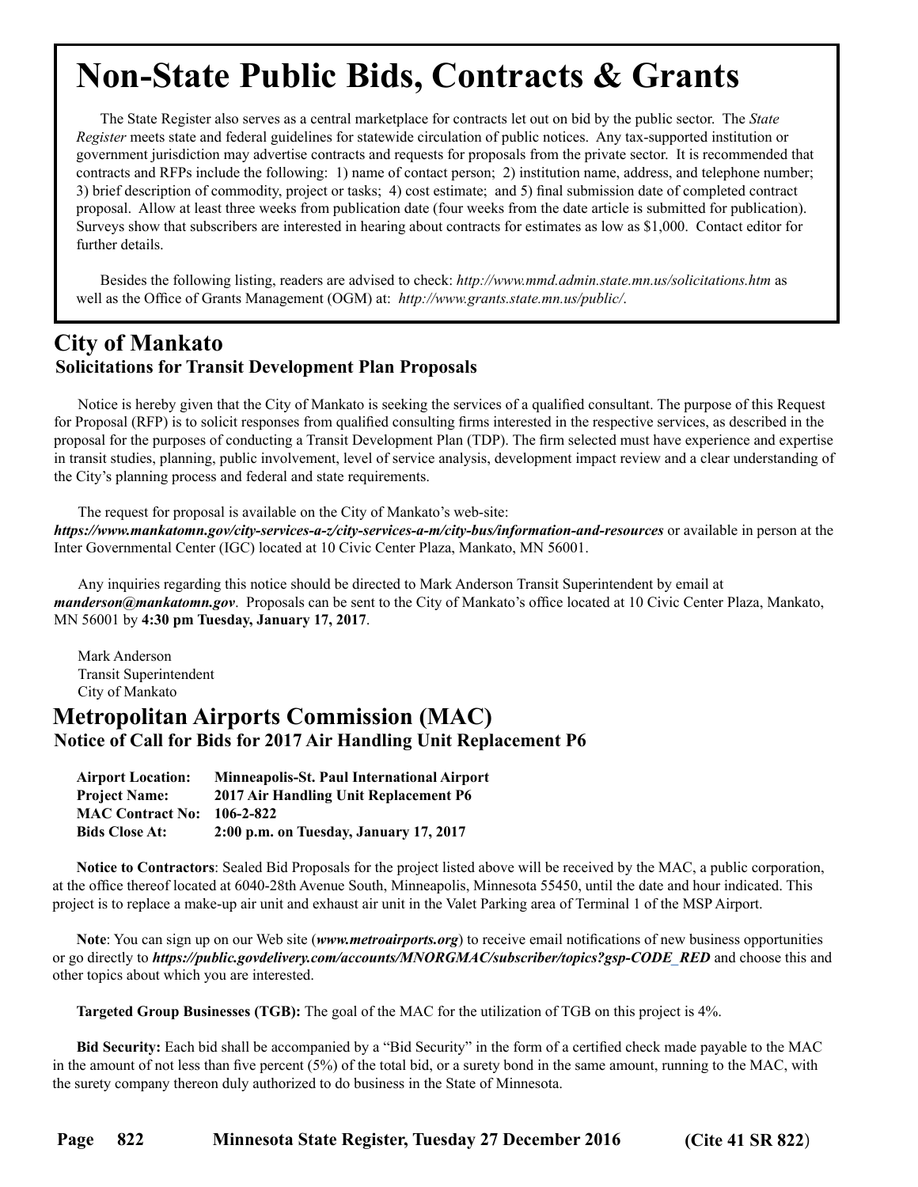# Non-State Public Bids, Contracts & Grants

The State Register also serves as a central marketplace for contracts let out on bid by the public sector. The *State Register* meets state and federal guidelines for statewide circulation of public notices. Any tax-supported institution or government jurisdiction may advertise contracts and requests for proposals from the private sector. It is recommended that contracts and RFPs include the following: 1) name of contact person; 2) institution name, address, and telephone number; 3) brief description of commodity, project or tasks; 4) cost estimate; and 5) final submission date of completed contract proposal. Allow at least three weeks from publication date (four weeks from the date article is submitted for publication). Surveys show that subscribers are interested in hearing about contracts for estimates as low as $1,000. Contact editor for further details.

Besides the following listing, readers are advised to check: *http://www.mmd.admin.state.mn.us/solicitations.htm* as well as the Office of Grants Management (OGM) at: *http://www.grants.state.mn.us/public/*.

## City of Mankato

### Solicitations for Transit Development Plan Proposals

Notice is hereby given that the City of Mankato is seeking the services of a qualified consultant. The purpose of this Request for Proposal (RFP) is to solicit responses from qualified consulting firms interested in the respective services, as described in the proposal for the purposes of conducting a Transit Development Plan (TDP). The firm selected must have experience and expertise in transit studies, planning, public involvement, level of service analysis, development impact review and a clear understanding of the City's planning process and federal and state requirements.

The request for proposal is available on the City of Mankato's web-site: ***https://www.mankatomn.gov/city-services-a-z/city-services-a-m/city-bus/information-and-resources*** or available in person at the Inter Governmental Center (IGC) located at 10 Civic Center Plaza, Mankato, MN 56001.

Any inquiries regarding this notice should be directed to Mark Anderson Transit Superintendent by email at ***manderson@mankatomn.gov***. Proposals can be sent to the City of Mankato's office located at 10 Civic Center Plaza, Mankato, MN 56001 by **4:30 pm Tuesday, January 17, 2017**.

Mark Anderson
Transit Superintendent
City of Mankato

## Metropolitan Airports Commission (MAC)

### Notice of Call for Bids for 2017 Air Handling Unit Replacement P6

**Airport Location:** **Minneapolis-St. Paul International Airport**
**Project Name:** **2017 Air Handling Unit Replacement P6**
**MAC Contract No:** **106-2-822**
**Bids Close At:** **2:00 p.m. on Tuesday, January 17, 2017**

**Notice to Contractors**: Sealed Bid Proposals for the project listed above will be received by the MAC, a public corporation, at the office thereof located at 6040-28th Avenue South, Minneapolis, Minnesota 55450, until the date and hour indicated. This project is to replace a make-up air unit and exhaust air unit in the Valet Parking area of Terminal 1 of the MSP Airport.

**Note**: You can sign up on our Web site (***www.metroairports.org***) to receive email notifications of new business opportunities or go directly to ***https://public.govdelivery.com/accounts/MNORGMAC/subscriber/topics?gsp-CODE_RED*** and choose this and other topics about which you are interested.

**Targeted Group Businesses (TGB):** The goal of the MAC for the utilization of TGB on this project is 4%.

**Bid Security:** Each bid shall be accompanied by a "Bid Security" in the form of a certified check made payable to the MAC in the amount of not less than five percent (5%) of the total bid, or a surety bond in the same amount, running to the MAC, with the surety company thereon duly authorized to do business in the State of Minnesota.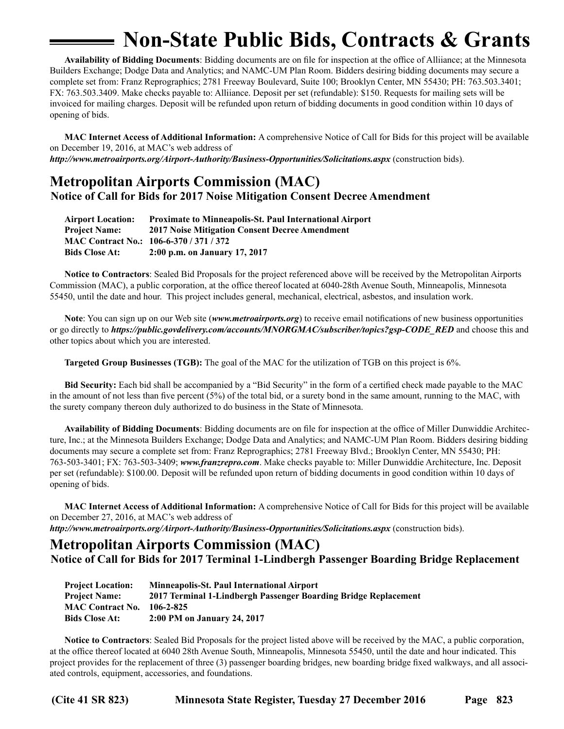# Non-State Public Bids, Contracts & Grants

**Availability of Bidding Documents**: Bidding documents are on file for inspection at the office of Alliiance; at the Minnesota Builders Exchange; Dodge Data and Analytics; and NAMC-UM Plan Room. Bidders desiring bidding documents may secure a complete set from: Franz Reprographics; 2781 Freeway Boulevard, Suite 100; Brooklyn Center, MN 55430; PH: 763.503.3401; FX: 763.503.3409. Make checks payable to: Alliiance. Deposit per set (refundable): $150. Requests for mailing sets will be invoiced for mailing charges. Deposit will be refunded upon return of bidding documents in good condition within 10 days of opening of bids.

**MAC Internet Access of Additional Information:** A comprehensive Notice of Call for Bids for this project will be available on December 19, 2016, at MAC's web address of ***http://www.metroairports.org/Airport-Authority/Business-Opportunities/Solicitations.aspx*** (construction bids).

## Metropolitan Airports Commission (MAC)

### Notice of Call for Bids for 2017 Noise Mitigation Consent Decree Amendment

**Airport Location:** **Proximate to Minneapolis-St. Paul International Airport**
**Project Name:** **2017 Noise Mitigation Consent Decree Amendment**
**MAC Contract No.:** **106-6-370 / 371 / 372**
**Bids Close At:** **2:00 p.m. on January 17, 2017**

**Notice to Contractors**: Sealed Bid Proposals for the project referenced above will be received by the Metropolitan Airports Commission (MAC), a public corporation, at the office thereof located at 6040-28th Avenue South, Minneapolis, Minnesota 55450, until the date and hour. This project includes general, mechanical, electrical, asbestos, and insulation work.

**Note**: You can sign up on our Web site (***www.metroairports.org***) to receive email notifications of new business opportunities or go directly to ***https://public.govdelivery.com/accounts/MNORGMAC/subscriber/topics?gsp-CODE_RED*** and choose this and other topics about which you are interested.

**Targeted Group Businesses (TGB):** The goal of the MAC for the utilization of TGB on this project is 6%.

**Bid Security:** Each bid shall be accompanied by a "Bid Security" in the form of a certified check made payable to the MAC in the amount of not less than five percent (5%) of the total bid, or a surety bond in the same amount, running to the MAC, with the surety company thereon duly authorized to do business in the State of Minnesota.

**Availability of Bidding Documents**: Bidding documents are on file for inspection at the office of Miller Dunwiddie Architecture, Inc.; at the Minnesota Builders Exchange; Dodge Data and Analytics; and NAMC-UM Plan Room. Bidders desiring bidding documents may secure a complete set from: Franz Reprographics; 2781 Freeway Blvd.; Brooklyn Center, MN 55430; PH: 763-503-3401; FX: 763-503-3409; ***www.franzrepro.com***. Make checks payable to: Miller Dunwiddie Architecture, Inc. Deposit per set (refundable): $100.00. Deposit will be refunded upon return of bidding documents in good condition within 10 days of opening of bids.

**MAC Internet Access of Additional Information:** A comprehensive Notice of Call for Bids for this project will be available on December 27, 2016, at MAC's web address of ***http://www.metroairports.org/Airport-Authority/Business-Opportunities/Solicitations.aspx*** (construction bids).

## Metropolitan Airports Commission (MAC)

### Notice of Call for Bids for 2017 Terminal 1-Lindbergh Passenger Boarding Bridge Replacement

**Project Location:** **Minneapolis-St. Paul International Airport**
**Project Name:** **2017 Terminal 1-Lindbergh Passenger Boarding Bridge Replacement**
**MAC Contract No.** **106-2-825**
**Bids Close At:** **2:00 PM on January 24, 2017**

**Notice to Contractors**: Sealed Bid Proposals for the project listed above will be received by the MAC, a public corporation, at the office thereof located at 6040 28th Avenue South, Minneapolis, Minnesota 55450, until the date and hour indicated. This project provides for the replacement of three (3) passenger boarding bridges, new boarding bridge fixed walkways, and all associated controls, equipment, accessories, and foundations.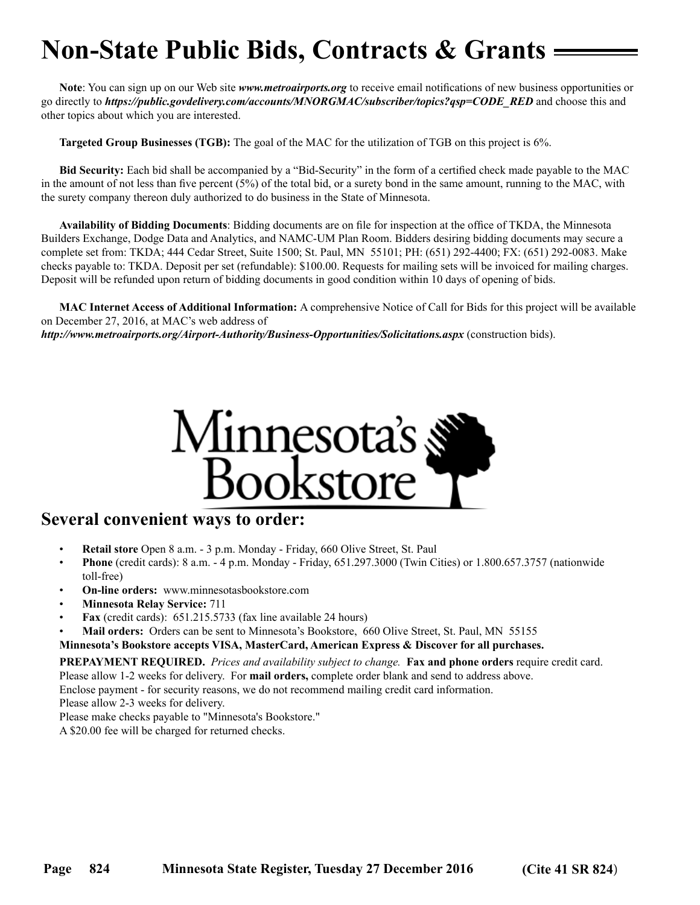# Non-State Public Bids, Contracts & Grants

**Note**: You can sign up on our Web site ***www.metroairports.org*** to receive email notifications of new business opportunities or go directly to ***https://public.govdelivery.com/accounts/MNORGMAC/subscriber/topics?qsp=CODE_RED*** and choose this and other topics about which you are interested.

**Targeted Group Businesses (TGB):** The goal of the MAC for the utilization of TGB on this project is 6%.

**Bid Security:** Each bid shall be accompanied by a "Bid-Security" in the form of a certified check made payable to the MAC in the amount of not less than five percent (5%) of the total bid, or a surety bond in the same amount, running to the MAC, with the surety company thereon duly authorized to do business in the State of Minnesota.

**Availability of Bidding Documents**: Bidding documents are on file for inspection at the office of TKDA, the Minnesota Builders Exchange, Dodge Data and Analytics, and NAMC-UM Plan Room. Bidders desiring bidding documents may secure a complete set from: TKDA; 444 Cedar Street, Suite 1500; St. Paul, MN 55101; PH: (651) 292-4400; FX: (651) 292-0083. Make checks payable to: TKDA. Deposit per set (refundable): $100.00. Requests for mailing sets will be invoiced for mailing charges. Deposit will be refunded upon return of bidding documents in good condition within 10 days of opening of bids.

**MAC Internet Access of Additional Information:** A comprehensive Notice of Call for Bids for this project will be available on December 27, 2016, at MAC's web address of ***http://www.metroairports.org/Airport-Authority/Business-Opportunities/Solicitations.aspx*** (construction bids).

Minnesota's Bookstore

## Several convenient ways to order:

- **Retail store** Open 8 a.m. - 3 p.m. Monday - Friday, 660 Olive Street, St. Paul
- **Phone** (credit cards): 8 a.m. - 4 p.m. Monday - Friday, 651.297.3000 (Twin Cities) or 1.800.657.3757 (nationwide toll-free)
- **On-line orders:** www.minnesotasbookstore.com
- **Minnesota Relay Service:** 711
- **Fax** (credit cards): 651.215.5733 (fax line available 24 hours)
- **Mail orders:** Orders can be sent to Minnesota's Bookstore, 660 Olive Street, St. Paul, MN 55155

**Minnesota's Bookstore accepts VISA, MasterCard, American Express & Discover for all purchases.**

**PREPAYMENT REQUIRED.** *Prices and availability subject to change.* **Fax and phone orders** require credit card.
Please allow 1-2 weeks for delivery. For **mail orders,** complete order blank and send to address above.
Enclose payment - for security reasons, we do not recommend mailing credit card information.
Please allow 2-3 weeks for delivery.
Please make checks payable to "Minnesota's Bookstore."
A $20.00 fee will be charged for returned checks.